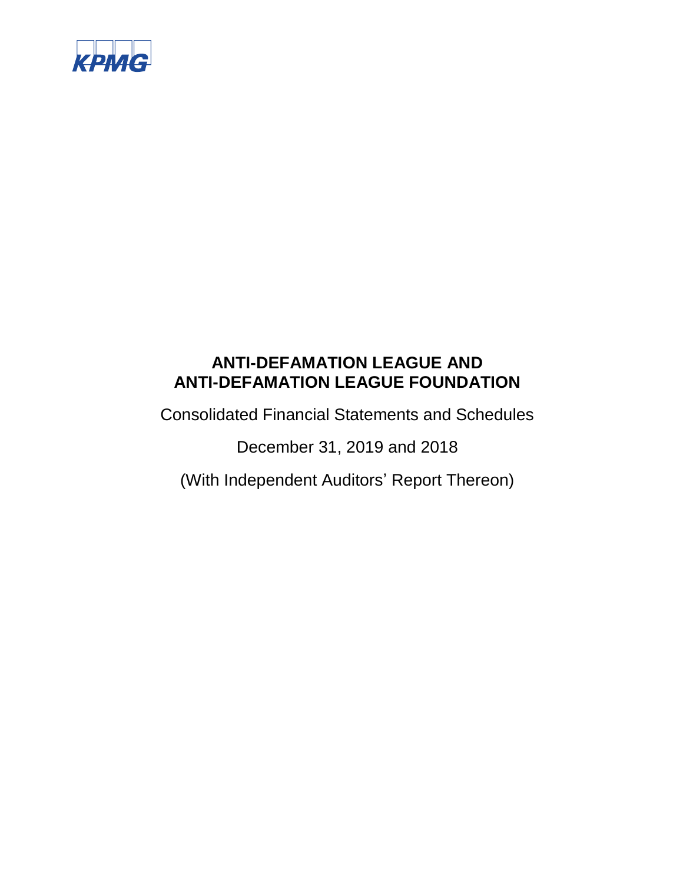KPMG

# ANTI-DEFAMATION LEAGUE AND ANTI-DEFAMATION LEAGUE FOUNDATION

Consolidated Financial Statements and Schedules

December 31, 2019 and 2018

(With Independent Auditors' Report Thereon)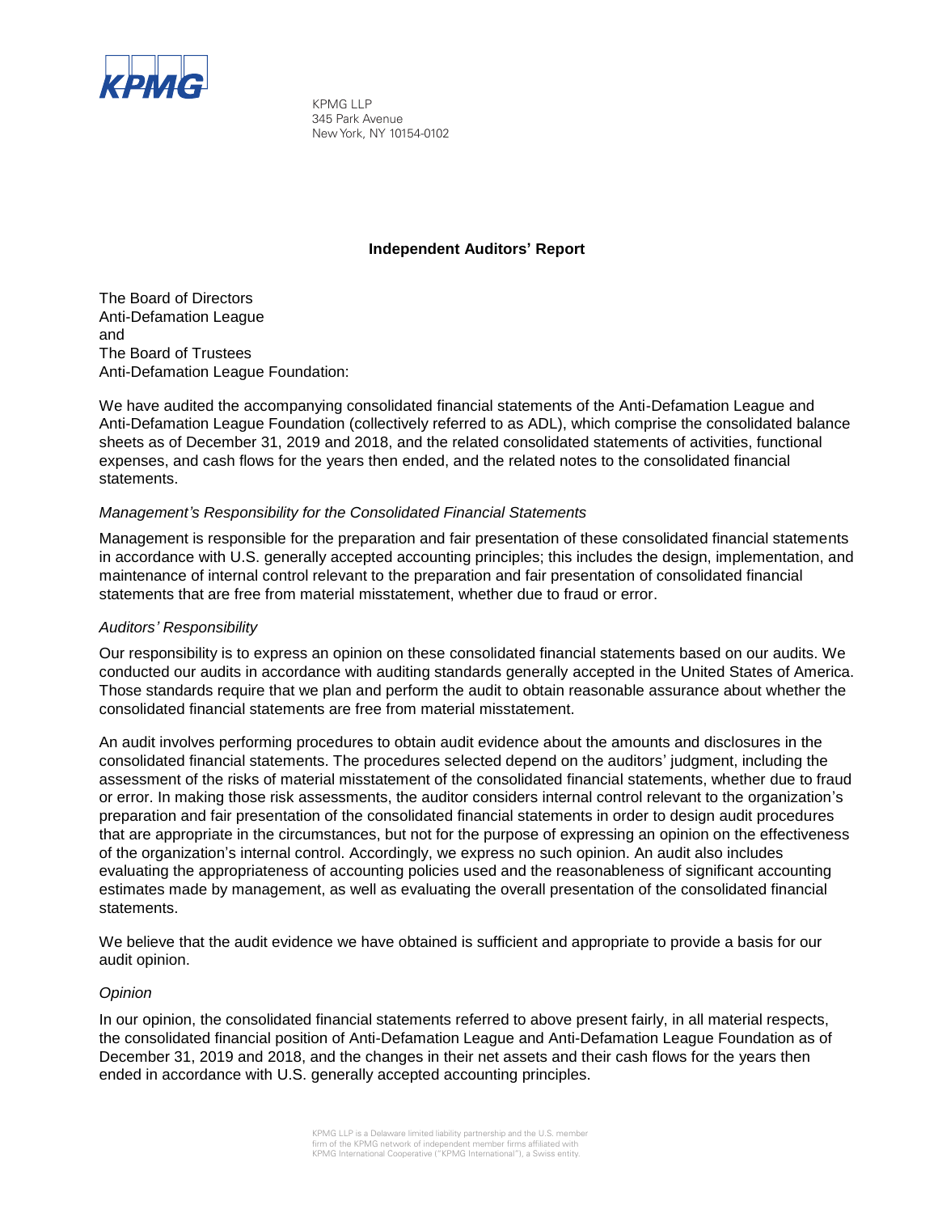KPMG LLP
345 Park Avenue
New York, NY 10154-0102

## Independent Auditors' Report

The Board of Directors
Anti-Defamation League
and
The Board of Trustees
Anti-Defamation League Foundation:

We have audited the accompanying consolidated financial statements of the Anti-Defamation League and Anti-Defamation League Foundation (collectively referred to as ADL), which comprise the consolidated balance sheets as of December 31, 2019 and 2018, and the related consolidated statements of activities, functional expenses, and cash flows for the years then ended, and the related notes to the consolidated financial statements.

### *Management's Responsibility for the Consolidated Financial Statements*

Management is responsible for the preparation and fair presentation of these consolidated financial statements in accordance with U.S. generally accepted accounting principles; this includes the design, implementation, and maintenance of internal control relevant to the preparation and fair presentation of consolidated financial statements that are free from material misstatement, whether due to fraud or error.

### *Auditors' Responsibility*

Our responsibility is to express an opinion on these consolidated financial statements based on our audits. We conducted our audits in accordance with auditing standards generally accepted in the United States of America. Those standards require that we plan and perform the audit to obtain reasonable assurance about whether the consolidated financial statements are free from material misstatement.

An audit involves performing procedures to obtain audit evidence about the amounts and disclosures in the consolidated financial statements. The procedures selected depend on the auditors' judgment, including the assessment of the risks of material misstatement of the consolidated financial statements, whether due to fraud or error. In making those risk assessments, the auditor considers internal control relevant to the organization's preparation and fair presentation of the consolidated financial statements in order to design audit procedures that are appropriate in the circumstances, but not for the purpose of expressing an opinion on the effectiveness of the organization's internal control. Accordingly, we express no such opinion. An audit also includes evaluating the appropriateness of accounting policies used and the reasonableness of significant accounting estimates made by management, as well as evaluating the overall presentation of the consolidated financial statements.

We believe that the audit evidence we have obtained is sufficient and appropriate to provide a basis for our audit opinion.

### *Opinion*

In our opinion, the consolidated financial statements referred to above present fairly, in all material respects, the consolidated financial position of Anti-Defamation League and Anti-Defamation League Foundation as of December 31, 2019 and 2018, and the changes in their net assets and their cash flows for the years then ended in accordance with U.S. generally accepted accounting principles.

KPMG LLP is a Delaware limited liability partnership and the U.S. member firm of the KPMG network of independent member firms affiliated with KPMG International Cooperative ("KPMG International"), a Swiss entity.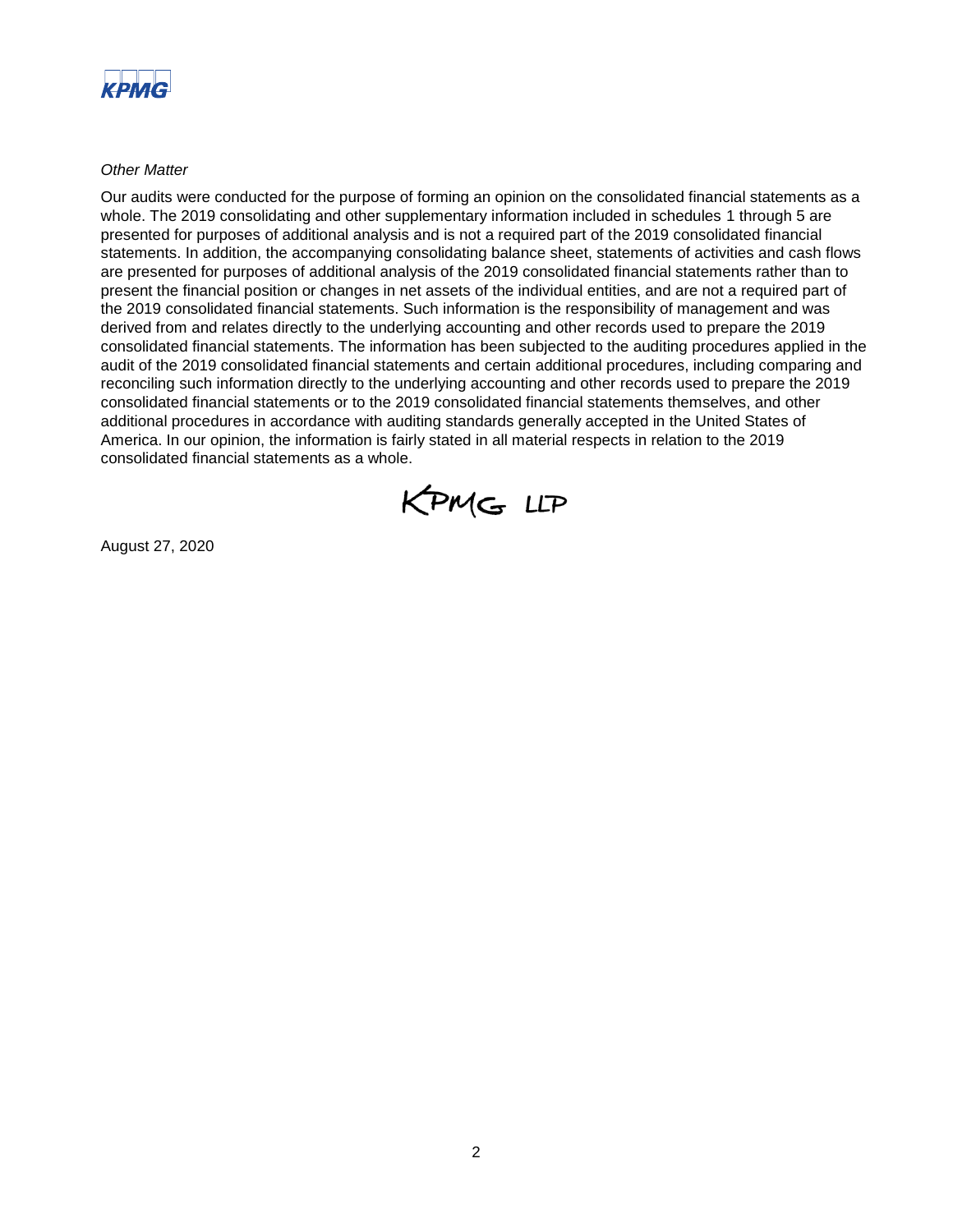*Other Matter*

Our audits were conducted for the purpose of forming an opinion on the consolidated financial statements as a whole. The 2019 consolidating and other supplementary information included in schedules 1 through 5 are presented for purposes of additional analysis and is not a required part of the 2019 consolidated financial statements. In addition, the accompanying consolidating balance sheet, statements of activities and cash flows are presented for purposes of additional analysis of the 2019 consolidated financial statements rather than to present the financial position or changes in net assets of the individual entities, and are not a required part of the 2019 consolidated financial statements. Such information is the responsibility of management and was derived from and relates directly to the underlying accounting and other records used to prepare the 2019 consolidated financial statements. The information has been subjected to the auditing procedures applied in the audit of the 2019 consolidated financial statements and certain additional procedures, including comparing and reconciling such information directly to the underlying accounting and other records used to prepare the 2019 consolidated financial statements or to the 2019 consolidated financial statements themselves, and other additional procedures in accordance with auditing standards generally accepted in the United States of America. In our opinion, the information is fairly stated in all material respects in relation to the 2019 consolidated financial statements as a whole.

KPMG LLP

August 27, 2020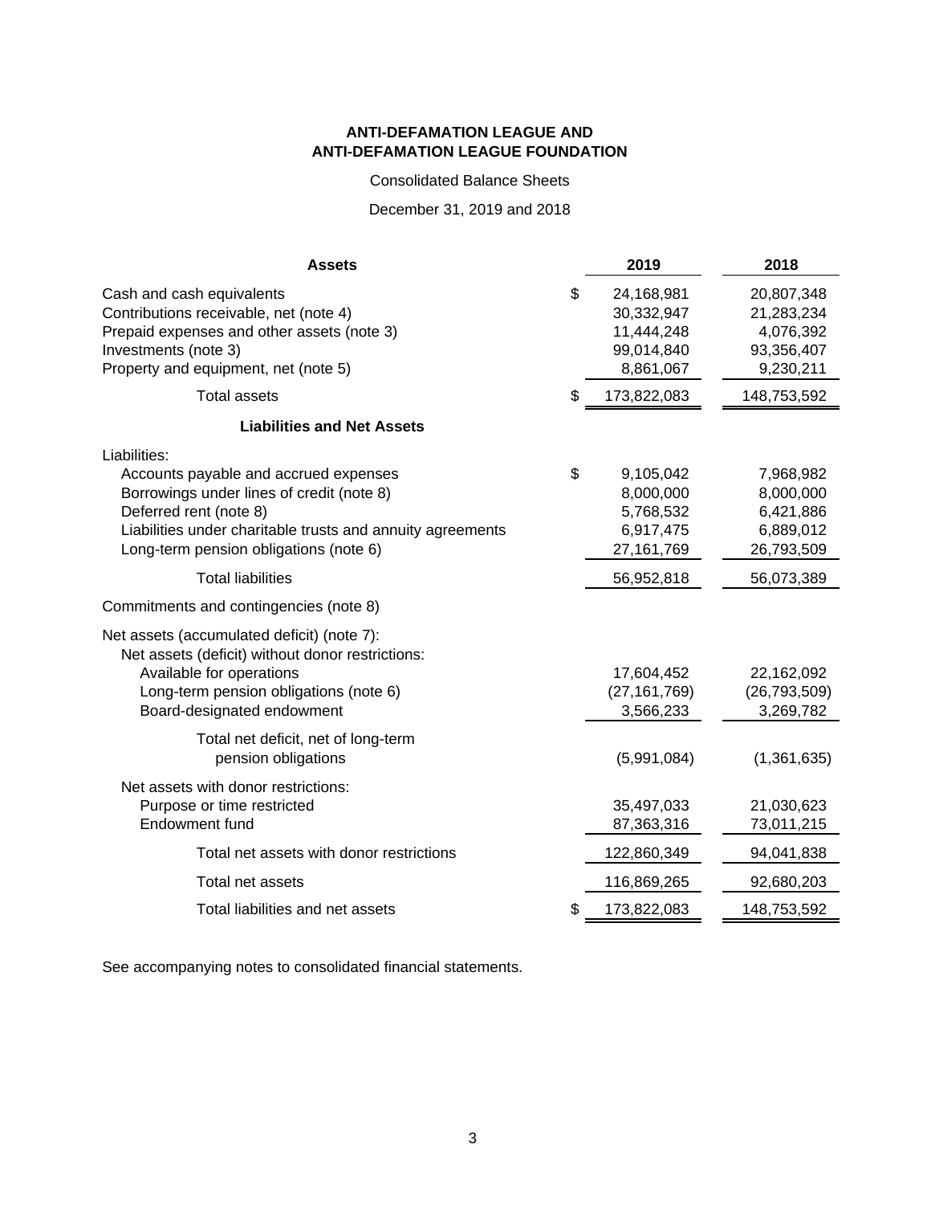**ANTI-DEFAMATION LEAGUE AND**
**ANTI-DEFAMATION LEAGUE FOUNDATION**

Consolidated Balance Sheets

December 31, 2019 and 2018

| **Assets** | | **2019** | **2018** |
|---|---|---|---|
| Cash and cash equivalents | $ | 24,168,981 | 20,807,348 |
| Contributions receivable, net (note 4) | | 30,332,947 | 21,283,234 |
| Prepaid expenses and other assets (note 3) | | 11,444,248 | 4,076,392 |
| Investments (note 3) | | 99,014,840 | 93,356,407 |
| Property and equipment, net (note 5) | | 8,861,067 | 9,230,211 |
| Total assets | $ | 173,822,083 | 148,753,592 |
| **Liabilities and Net Assets** | | | |
| Liabilities: | | | |
| Accounts payable and accrued expenses | $ | 9,105,042 | 7,968,982 |
| Borrowings under lines of credit (note 8) | | 8,000,000 | 8,000,000 |
| Deferred rent (note 8) | | 5,768,532 | 6,421,886 |
| Liabilities under charitable trusts and annuity agreements | | 6,917,475 | 6,889,012 |
| Long-term pension obligations (note 6) | | 27,161,769 | 26,793,509 |
| Total liabilities | | 56,952,818 | 56,073,389 |
| Commitments and contingencies (note 8) | | | |
| Net assets (accumulated deficit) (note 7): | | | |
| Net assets (deficit) without donor restrictions: | | | |
| Available for operations | | 17,604,452 | 22,162,092 |
| Long-term pension obligations (note 6) | | (27,161,769) | (26,793,509) |
| Board-designated endowment | | 3,566,233 | 3,269,782 |
| Total net deficit, net of long-term pension obligations | | (5,991,084) | (1,361,635) |
| Net assets with donor restrictions: | | | |
| Purpose or time restricted | | 35,497,033 | 21,030,623 |
| Endowment fund | | 87,363,316 | 73,011,215 |
| Total net assets with donor restrictions | | 122,860,349 | 94,041,838 |
| Total net assets | | 116,869,265 | 92,680,203 |
| Total liabilities and net assets | $ | 173,822,083 | 148,753,592 |

See accompanying notes to consolidated financial statements.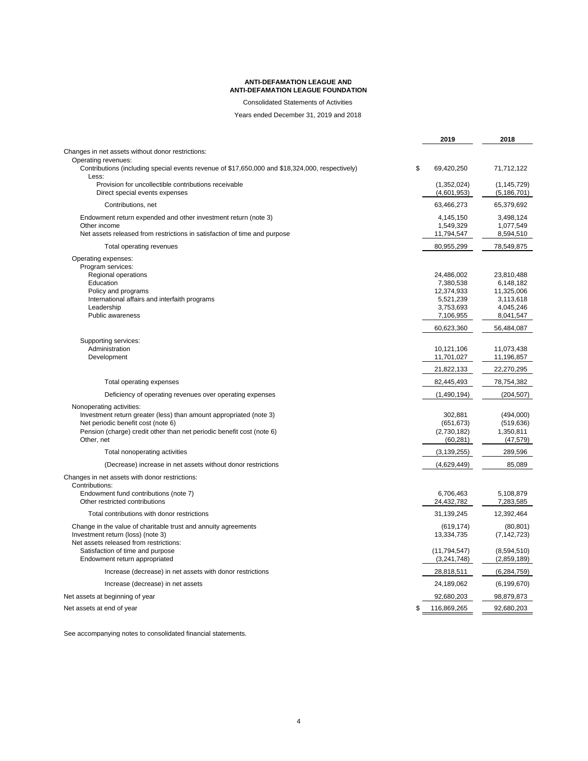**ANTI-DEFAMATION LEAGUE AND**
**ANTI-DEFAMATION LEAGUE FOUNDATION**

Consolidated Statements of Activities

Years ended December 31, 2019 and 2018

| | 2019 | 2018 |
|---|---|---|
| Changes in net assets without donor restrictions: | | |
| Operating revenues: | | |
| Contributions (including special events revenue of $17,650,000 and $18,324,000, respectively) | $ 69,420,250 | 71,712,122 |
| Less: | | |
| Provision for uncollectible contributions receivable | (1,352,024) | (1,145,729) |
| Direct special events expenses | (4,601,953) | (5,186,701) |
| Contributions, net | 63,466,273 | 65,379,692 |
| Endowment return expended and other investment return (note 3) | 4,145,150 | 3,498,124 |
| Other income | 1,549,329 | 1,077,549 |
| Net assets released from restrictions in satisfaction of time and purpose | 11,794,547 | 8,594,510 |
| Total operating revenues | 80,955,299 | 78,549,875 |
| Operating expenses: | | |
| Program services: | | |
| Regional operations | 24,486,002 | 23,810,488 |
| Education | 7,380,538 | 6,148,182 |
| Policy and programs | 12,374,933 | 11,325,006 |
| International affairs and interfaith programs | 5,521,239 | 3,113,618 |
| Leadership | 3,753,693 | 4,045,246 |
| Public awareness | 7,106,955 | 8,041,547 |
| | 60,623,360 | 56,484,087 |
| Supporting services: | | |
| Administration | 10,121,106 | 11,073,438 |
| Development | 11,701,027 | 11,196,857 |
| | 21,822,133 | 22,270,295 |
| Total operating expenses | 82,445,493 | 78,754,382 |
| Deficiency of operating revenues over operating expenses | (1,490,194) | (204,507) |
| Nonoperating activities: | | |
| Investment return greater (less) than amount appropriated (note 3) | 302,881 | (494,000) |
| Net periodic benefit cost (note 6) | (651,673) | (519,636) |
| Pension (charge) credit other than net periodic benefit cost (note 6) | (2,730,182) | 1,350,811 |
| Other, net | (60,281) | (47,579) |
| Total nonoperating activities | (3,139,255) | 289,596 |
| (Decrease) increase in net assets without donor restrictions | (4,629,449) | 85,089 |
| Changes in net assets with donor restrictions: | | |
| Contributions: | | |
| Endowment fund contributions (note 7) | 6,706,463 | 5,108,879 |
| Other restricted contributions | 24,432,782 | 7,283,585 |
| Total contributions with donor restrictions | 31,139,245 | 12,392,464 |
| Change in the value of charitable trust and annuity agreements | (619,174) | (80,801) |
| Investment return (loss) (note 3) | 13,334,735 | (7,142,723) |
| Net assets released from restrictions: | | |
| Satisfaction of time and purpose | (11,794,547) | (8,594,510) |
| Endowment return appropriated | (3,241,748) | (2,859,189) |
| Increase (decrease) in net assets with donor restrictions | 28,818,511 | (6,284,759) |
| Increase (decrease) in net assets | 24,189,062 | (6,199,670) |
| Net assets at beginning of year | 92,680,203 | 98,879,873 |
| Net assets at end of year | $ 116,869,265 | 92,680,203 |

See accompanying notes to consolidated financial statements.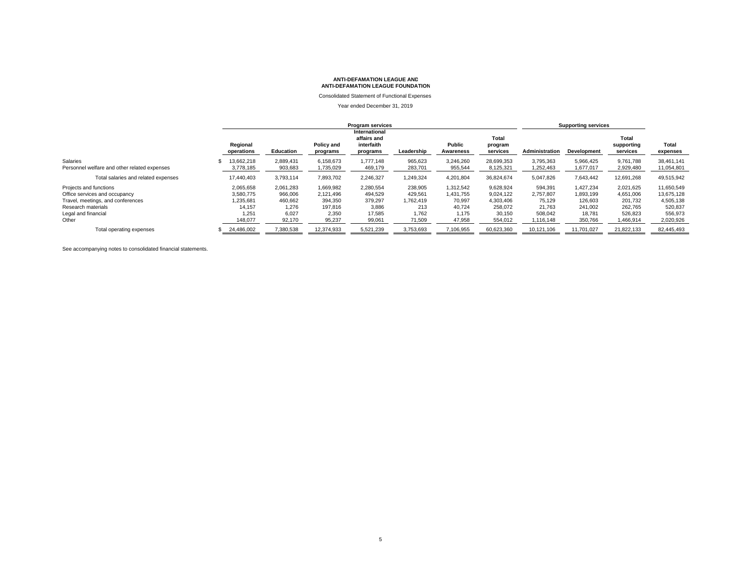**ANTI-DEFAMATION LEAGUE AND**
**ANTI-DEFAMATION LEAGUE FOUNDATION**

Consolidated Statement of Functional Expenses

Year ended December 31, 2019

| | Program services | | | | | | | Supporting services | | | |
|---|---|---|---|---|---|---|---|---|---|---|---|
| | Regional operations | Education | Policy and programs | International affairs and interfaith programs | Leadership | Public Awareness | Total program services | Administration | Development | Total supporting services | Total expenses |
| Salaries | $ 13,662,218 | 2,889,431 | 6,158,673 | 1,777,148 | 965,623 | 3,246,260 | 28,699,353 | 3,795,363 | 5,966,425 | 9,761,788 | 38,461,141 |
| Personnel welfare and other related expenses | 3,778,185 | 903,683 | 1,735,029 | 469,179 | 283,701 | 955,544 | 8,125,321 | 1,252,463 | 1,677,017 | 2,929,480 | 11,054,801 |
| Total salaries and related expenses | 17,440,403 | 3,793,114 | 7,893,702 | 2,246,327 | 1,249,324 | 4,201,804 | 36,824,674 | 5,047,826 | 7,643,442 | 12,691,268 | 49,515,942 |
| Projects and functions | 2,065,658 | 2,061,283 | 1,669,982 | 2,280,554 | 238,905 | 1,312,542 | 9,628,924 | 594,391 | 1,427,234 | 2,021,625 | 11,650,549 |
| Office services and occupancy | 3,580,775 | 966,006 | 2,121,496 | 494,529 | 429,561 | 1,431,755 | 9,024,122 | 2,757,807 | 1,893,199 | 4,651,006 | 13,675,128 |
| Travel, meetings, and conferences | 1,235,681 | 460,662 | 394,350 | 379,297 | 1,762,419 | 70,997 | 4,303,406 | 75,129 | 126,603 | 201,732 | 4,505,138 |
| Research materials | 14,157 | 1,276 | 197,816 | 3,886 | 213 | 40,724 | 258,072 | 21,763 | 241,002 | 262,765 | 520,837 |
| Legal and financial | 1,251 | 6,027 | 2,350 | 17,585 | 1,762 | 1,175 | 30,150 | 508,042 | 18,781 | 526,823 | 556,973 |
| Other | 148,077 | 92,170 | 95,237 | 99,061 | 71,509 | 47,958 | 554,012 | 1,116,148 | 350,766 | 1,466,914 | 2,020,926 |
| Total operating expenses | $ 24,486,002 | 7,380,538 | 12,374,933 | 5,521,239 | 3,753,693 | 7,106,955 | 60,623,360 | 10,121,106 | 11,701,027 | 21,822,133 | 82,445,493 |

See accompanying notes to consolidated financial statements.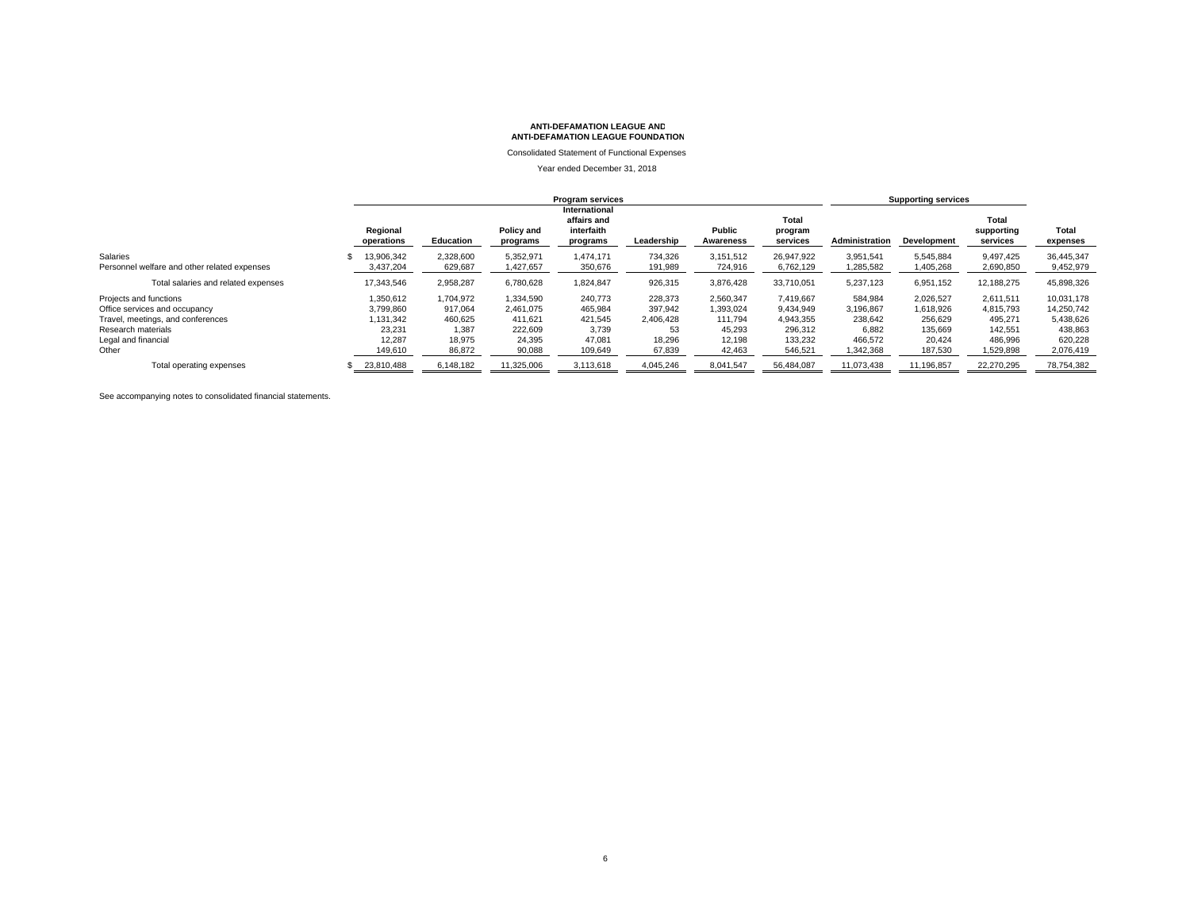**ANTI-DEFAMATION LEAGUE AND ANTI-DEFAMATION LEAGUE FOUNDATION**

Consolidated Statement of Functional Expenses

Year ended December 31, 2018

| | Program services | | | | | | | Supporting services | | | |
|---|---|---|---|---|---|---|---|---|---|---|---|
| | Regional operations | Education | Policy and programs | International affairs and interfaith programs | Leadership | Public Awareness | Total program services | Administration | Development | Total supporting services | Total expenses |
| Salaries | $ 13,906,342 | 2,328,600 | 5,352,971 | 1,474,171 | 734,326 | 3,151,512 | 26,947,922 | 3,951,541 | 5,545,884 | 9,497,425 | 36,445,347 |
| Personnel welfare and other related expenses | 3,437,204 | 629,687 | 1,427,657 | 350,676 | 191,989 | 724,916 | 6,762,129 | 1,285,582 | 1,405,268 | 2,690,850 | 9,452,979 |
| Total salaries and related expenses | 17,343,546 | 2,958,287 | 6,780,628 | 1,824,847 | 926,315 | 3,876,428 | 33,710,051 | 5,237,123 | 6,951,152 | 12,188,275 | 45,898,326 |
| Projects and functions | 1,350,612 | 1,704,972 | 1,334,590 | 240,773 | 228,373 | 2,560,347 | 7,419,667 | 584,984 | 2,026,527 | 2,611,511 | 10,031,178 |
| Office services and occupancy | 3,799,860 | 917,064 | 2,461,075 | 465,984 | 397,942 | 1,393,024 | 9,434,949 | 3,196,867 | 1,618,926 | 4,815,793 | 14,250,742 |
| Travel, meetings, and conferences | 1,131,342 | 460,625 | 411,621 | 421,545 | 2,406,428 | 111,794 | 4,943,355 | 238,642 | 256,629 | 495,271 | 5,438,626 |
| Research materials | 23,231 | 1,387 | 222,609 | 3,739 | 53 | 45,293 | 296,312 | 6,882 | 135,669 | 142,551 | 438,863 |
| Legal and financial | 12,287 | 18,975 | 24,395 | 47,081 | 18,296 | 12,198 | 133,232 | 466,572 | 20,424 | 486,996 | 620,228 |
| Other | 149,610 | 86,872 | 90,088 | 109,649 | 67,839 | 42,463 | 546,521 | 1,342,368 | 187,530 | 1,529,898 | 2,076,419 |
| Total operating expenses | $ 23,810,488 | 6,148,182 | 11,325,006 | 3,113,618 | 4,045,246 | 8,041,547 | 56,484,087 | 11,073,438 | 11,196,857 | 22,270,295 | 78,754,382 |

See accompanying notes to consolidated financial statements.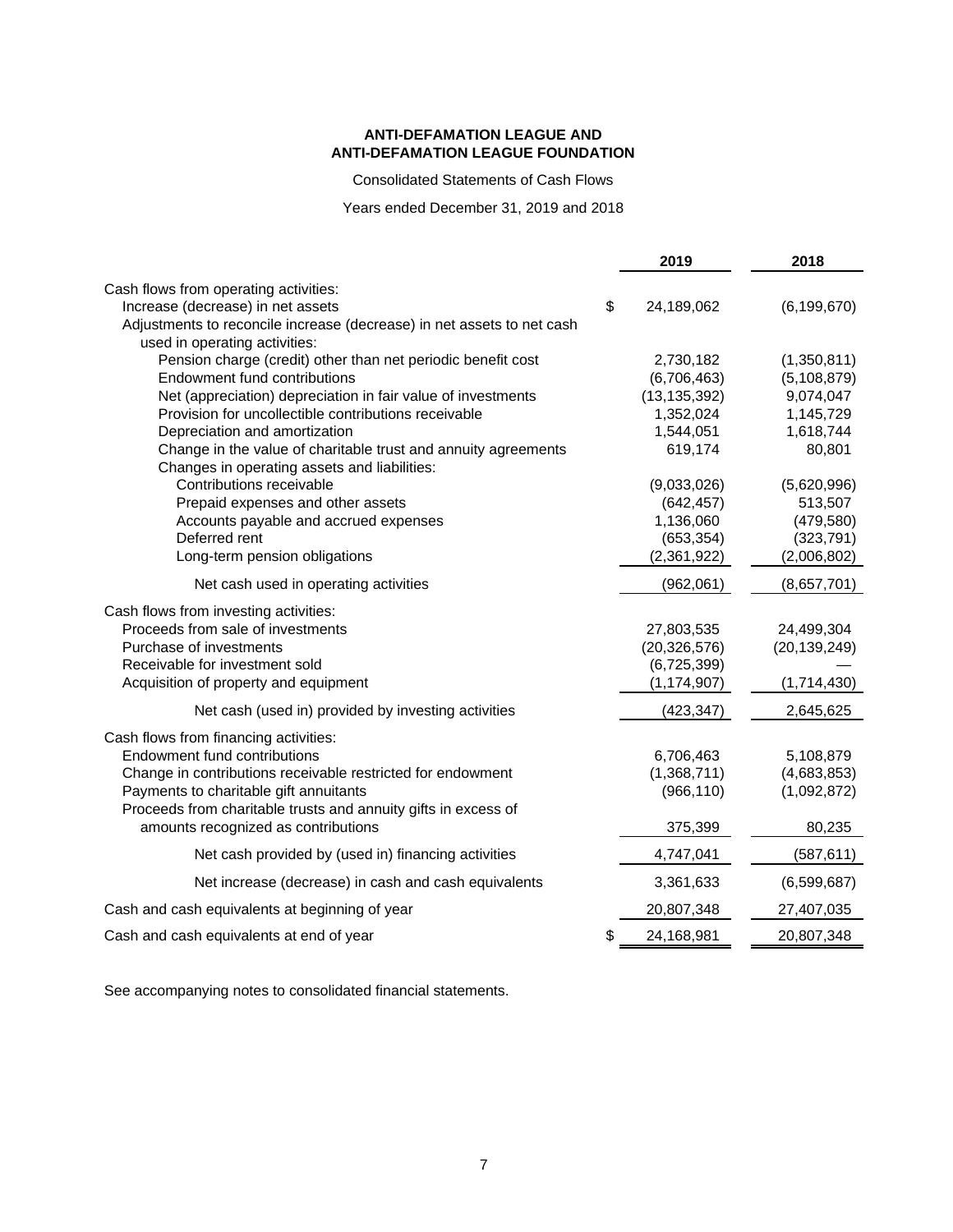**ANTI-DEFAMATION LEAGUE AND**
**ANTI-DEFAMATION LEAGUE FOUNDATION**

Consolidated Statements of Cash Flows

Years ended December 31, 2019 and 2018

| | 2019 | 2018 |
|---|---|---|
| Cash flows from operating activities: | | |
| Increase (decrease) in net assets | $ 24,189,062 | (6,199,670) |
| Adjustments to reconcile increase (decrease) in net assets to net cash used in operating activities: | | |
| Pension charge (credit) other than net periodic benefit cost | 2,730,182 | (1,350,811) |
| Endowment fund contributions | (6,706,463) | (5,108,879) |
| Net (appreciation) depreciation in fair value of investments | (13,135,392) | 9,074,047 |
| Provision for uncollectible contributions receivable | 1,352,024 | 1,145,729 |
| Depreciation and amortization | 1,544,051 | 1,618,744 |
| Change in the value of charitable trust and annuity agreements | 619,174 | 80,801 |
| Changes in operating assets and liabilities: | | |
| Contributions receivable | (9,033,026) | (5,620,996) |
| Prepaid expenses and other assets | (642,457) | 513,507 |
| Accounts payable and accrued expenses | 1,136,060 | (479,580) |
| Deferred rent | (653,354) | (323,791) |
| Long-term pension obligations | (2,361,922) | (2,006,802) |
| Net cash used in operating activities | (962,061) | (8,657,701) |
| Cash flows from investing activities: | | |
| Proceeds from sale of investments | 27,803,535 | 24,499,304 |
| Purchase of investments | (20,326,576) | (20,139,249) |
| Receivable for investment sold | (6,725,399) | — |
| Acquisition of property and equipment | (1,174,907) | (1,714,430) |
| Net cash (used in) provided by investing activities | (423,347) | 2,645,625 |
| Cash flows from financing activities: | | |
| Endowment fund contributions | 6,706,463 | 5,108,879 |
| Change in contributions receivable restricted for endowment | (1,368,711) | (4,683,853) |
| Payments to charitable gift annuitants | (966,110) | (1,092,872) |
| Proceeds from charitable trusts and annuity gifts in excess of amounts recognized as contributions | 375,399 | 80,235 |
| Net cash provided by (used in) financing activities | 4,747,041 | (587,611) |
| Net increase (decrease) in cash and cash equivalents | 3,361,633 | (6,599,687) |
| Cash and cash equivalents at beginning of year | 20,807,348 | 27,407,035 |
| Cash and cash equivalents at end of year | $ 24,168,981 | 20,807,348 |

See accompanying notes to consolidated financial statements.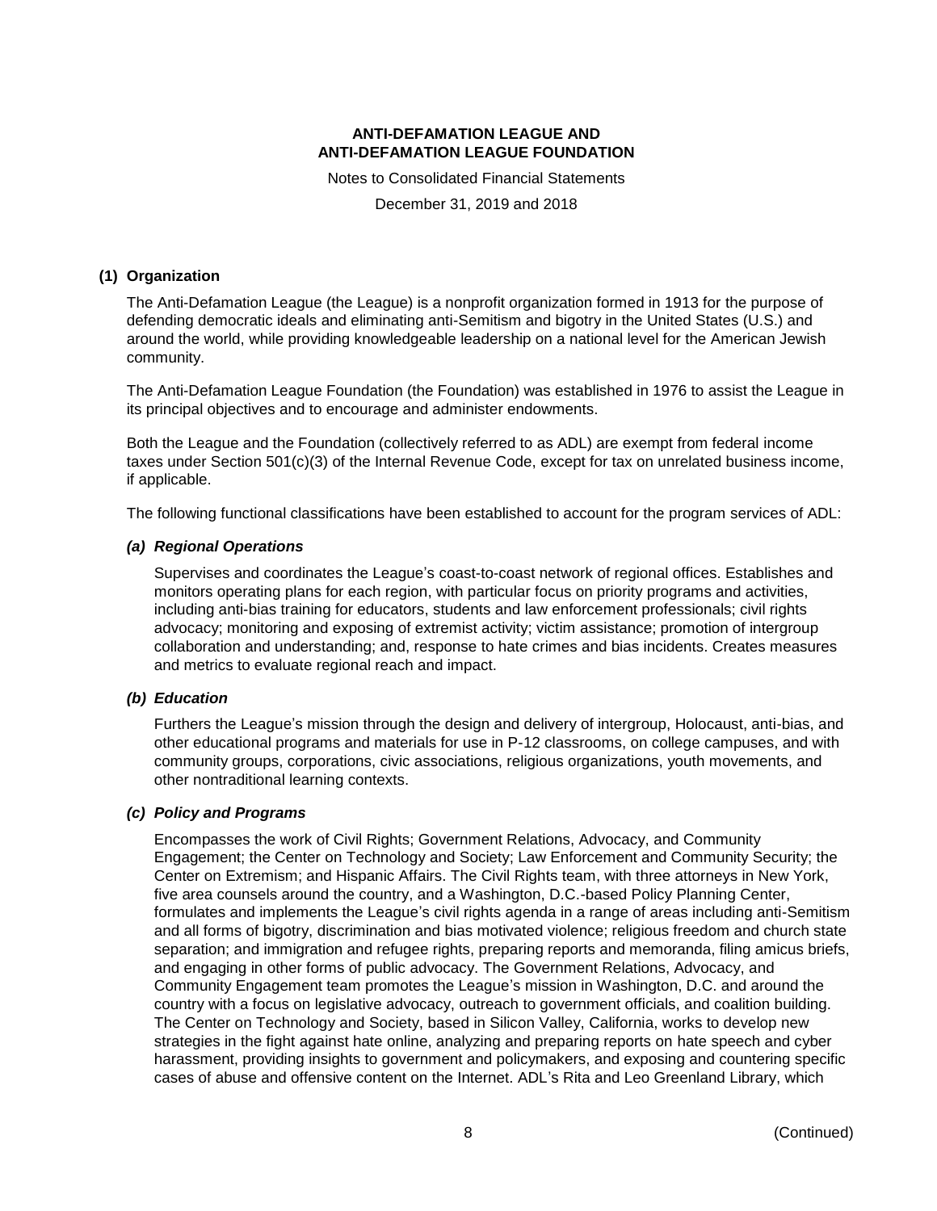# ANTI-DEFAMATION LEAGUE AND ANTI-DEFAMATION LEAGUE FOUNDATION

Notes to Consolidated Financial Statements

December 31, 2019 and 2018

## (1) Organization

The Anti-Defamation League (the League) is a nonprofit organization formed in 1913 for the purpose of defending democratic ideals and eliminating anti-Semitism and bigotry in the United States (U.S.) and around the world, while providing knowledgeable leadership on a national level for the American Jewish community.

The Anti-Defamation League Foundation (the Foundation) was established in 1976 to assist the League in its principal objectives and to encourage and administer endowments.

Both the League and the Foundation (collectively referred to as ADL) are exempt from federal income taxes under Section 501(c)(3) of the Internal Revenue Code, except for tax on unrelated business income, if applicable.

The following functional classifications have been established to account for the program services of ADL:

### *(a) Regional Operations*

Supervises and coordinates the League's coast-to-coast network of regional offices. Establishes and monitors operating plans for each region, with particular focus on priority programs and activities, including anti-bias training for educators, students and law enforcement professionals; civil rights advocacy; monitoring and exposing of extremist activity; victim assistance; promotion of intergroup collaboration and understanding; and, response to hate crimes and bias incidents. Creates measures and metrics to evaluate regional reach and impact.

### *(b) Education*

Furthers the League's mission through the design and delivery of intergroup, Holocaust, anti-bias, and other educational programs and materials for use in P-12 classrooms, on college campuses, and with community groups, corporations, civic associations, religious organizations, youth movements, and other nontraditional learning contexts.

### *(c) Policy and Programs*

Encompasses the work of Civil Rights; Government Relations, Advocacy, and Community Engagement; the Center on Technology and Society; Law Enforcement and Community Security; the Center on Extremism; and Hispanic Affairs. The Civil Rights team, with three attorneys in New York, five area counsels around the country, and a Washington, D.C.-based Policy Planning Center, formulates and implements the League's civil rights agenda in a range of areas including anti-Semitism and all forms of bigotry, discrimination and bias motivated violence; religious freedom and church state separation; and immigration and refugee rights, preparing reports and memoranda, filing amicus briefs, and engaging in other forms of public advocacy. The Government Relations, Advocacy, and Community Engagement team promotes the League's mission in Washington, D.C. and around the country with a focus on legislative advocacy, outreach to government officials, and coalition building. The Center on Technology and Society, based in Silicon Valley, California, works to develop new strategies in the fight against hate online, analyzing and preparing reports on hate speech and cyber harassment, providing insights to government and policymakers, and exposing and countering specific cases of abuse and offensive content on the Internet. ADL's Rita and Leo Greenland Library, which

(Continued)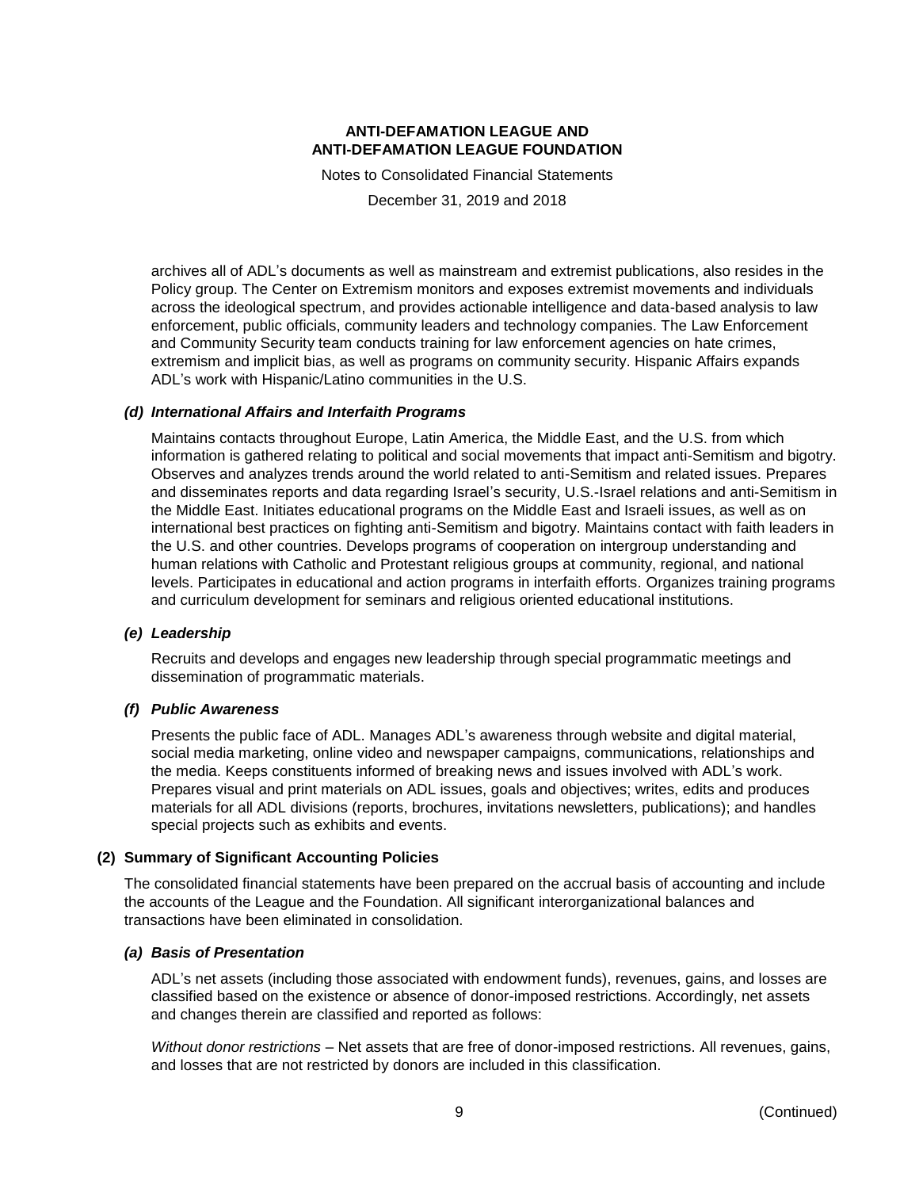archives all of ADL's documents as well as mainstream and extremist publications, also resides in the Policy group. The Center on Extremism monitors and exposes extremist movements and individuals across the ideological spectrum, and provides actionable intelligence and data-based analysis to law enforcement, public officials, community leaders and technology companies. The Law Enforcement and Community Security team conducts training for law enforcement agencies on hate crimes, extremism and implicit bias, as well as programs on community security. Hispanic Affairs expands ADL's work with Hispanic/Latino communities in the U.S.

#### *(d) International Affairs and Interfaith Programs*

Maintains contacts throughout Europe, Latin America, the Middle East, and the U.S. from which information is gathered relating to political and social movements that impact anti-Semitism and bigotry. Observes and analyzes trends around the world related to anti-Semitism and related issues. Prepares and disseminates reports and data regarding Israel's security, U.S.-Israel relations and anti-Semitism in the Middle East. Initiates educational programs on the Middle East and Israeli issues, as well as on international best practices on fighting anti-Semitism and bigotry. Maintains contact with faith leaders in the U.S. and other countries. Develops programs of cooperation on intergroup understanding and human relations with Catholic and Protestant religious groups at community, regional, and national levels. Participates in educational and action programs in interfaith efforts. Organizes training programs and curriculum development for seminars and religious oriented educational institutions.

#### *(e) Leadership*

Recruits and develops and engages new leadership through special programmatic meetings and dissemination of programmatic materials.

#### *(f) Public Awareness*

Presents the public face of ADL. Manages ADL's awareness through website and digital material, social media marketing, online video and newspaper campaigns, communications, relationships and the media. Keeps constituents informed of breaking news and issues involved with ADL's work. Prepares visual and print materials on ADL issues, goals and objectives; writes, edits and produces materials for all ADL divisions (reports, brochures, invitations newsletters, publications); and handles special projects such as exhibits and events.

### (2) Summary of Significant Accounting Policies

The consolidated financial statements have been prepared on the accrual basis of accounting and include the accounts of the League and the Foundation. All significant interorganizational balances and transactions have been eliminated in consolidation.

#### *(a) Basis of Presentation*

ADL's net assets (including those associated with endowment funds), revenues, gains, and losses are classified based on the existence or absence of donor-imposed restrictions. Accordingly, net assets and changes therein are classified and reported as follows:

*Without donor restrictions* – Net assets that are free of donor-imposed restrictions. All revenues, gains, and losses that are not restricted by donors are included in this classification.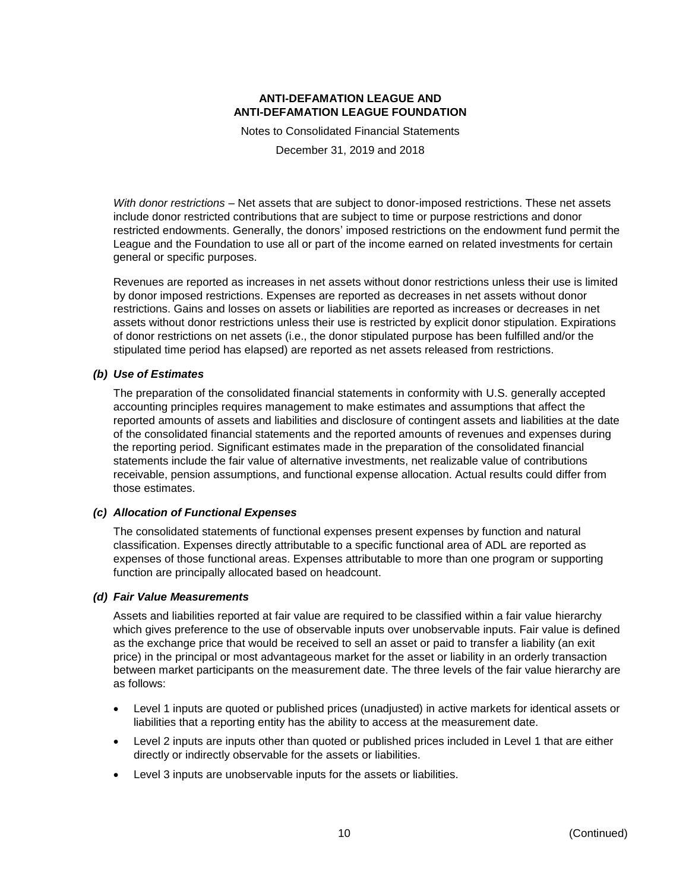*With donor restrictions* – Net assets that are subject to donor-imposed restrictions. These net assets include donor restricted contributions that are subject to time or purpose restrictions and donor restricted endowments. Generally, the donors' imposed restrictions on the endowment fund permit the League and the Foundation to use all or part of the income earned on related investments for certain general or specific purposes.

Revenues are reported as increases in net assets without donor restrictions unless their use is limited by donor imposed restrictions. Expenses are reported as decreases in net assets without donor restrictions. Gains and losses on assets or liabilities are reported as increases or decreases in net assets without donor restrictions unless their use is restricted by explicit donor stipulation. Expirations of donor restrictions on net assets (i.e., the donor stipulated purpose has been fulfilled and/or the stipulated time period has elapsed) are reported as net assets released from restrictions.

### *(b) Use of Estimates*

The preparation of the consolidated financial statements in conformity with U.S. generally accepted accounting principles requires management to make estimates and assumptions that affect the reported amounts of assets and liabilities and disclosure of contingent assets and liabilities at the date of the consolidated financial statements and the reported amounts of revenues and expenses during the reporting period. Significant estimates made in the preparation of the consolidated financial statements include the fair value of alternative investments, net realizable value of contributions receivable, pension assumptions, and functional expense allocation. Actual results could differ from those estimates.

### *(c) Allocation of Functional Expenses*

The consolidated statements of functional expenses present expenses by function and natural classification. Expenses directly attributable to a specific functional area of ADL are reported as expenses of those functional areas. Expenses attributable to more than one program or supporting function are principally allocated based on headcount.

### *(d) Fair Value Measurements*

Assets and liabilities reported at fair value are required to be classified within a fair value hierarchy which gives preference to the use of observable inputs over unobservable inputs. Fair value is defined as the exchange price that would be received to sell an asset or paid to transfer a liability (an exit price) in the principal or most advantageous market for the asset or liability in an orderly transaction between market participants on the measurement date. The three levels of the fair value hierarchy are as follows:

- Level 1 inputs are quoted or published prices (unadjusted) in active markets for identical assets or liabilities that a reporting entity has the ability to access at the measurement date.
- Level 2 inputs are inputs other than quoted or published prices included in Level 1 that are either directly or indirectly observable for the assets or liabilities.
- Level 3 inputs are unobservable inputs for the assets or liabilities.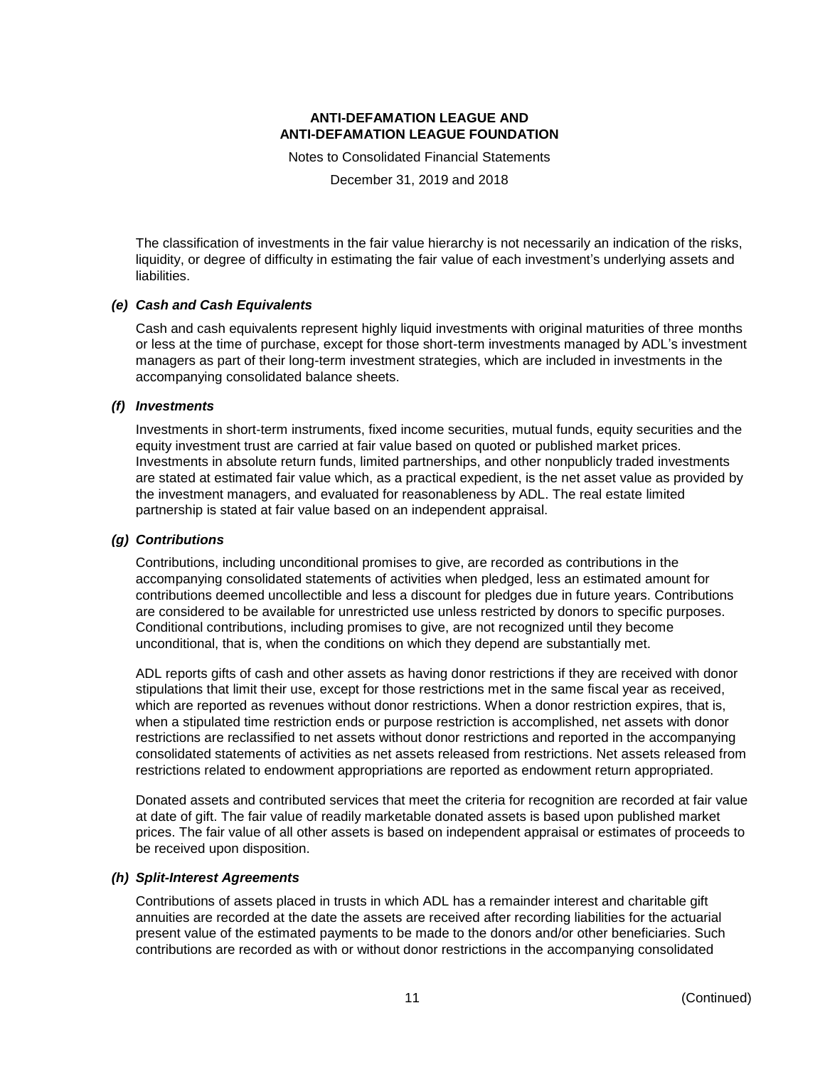The classification of investments in the fair value hierarchy is not necessarily an indication of the risks, liquidity, or degree of difficulty in estimating the fair value of each investment's underlying assets and liabilities.

### *(e) Cash and Cash Equivalents*

Cash and cash equivalents represent highly liquid investments with original maturities of three months or less at the time of purchase, except for those short-term investments managed by ADL's investment managers as part of their long-term investment strategies, which are included in investments in the accompanying consolidated balance sheets.

### *(f) Investments*

Investments in short-term instruments, fixed income securities, mutual funds, equity securities and the equity investment trust are carried at fair value based on quoted or published market prices. Investments in absolute return funds, limited partnerships, and other nonpublicly traded investments are stated at estimated fair value which, as a practical expedient, is the net asset value as provided by the investment managers, and evaluated for reasonableness by ADL. The real estate limited partnership is stated at fair value based on an independent appraisal.

### *(g) Contributions*

Contributions, including unconditional promises to give, are recorded as contributions in the accompanying consolidated statements of activities when pledged, less an estimated amount for contributions deemed uncollectible and less a discount for pledges due in future years. Contributions are considered to be available for unrestricted use unless restricted by donors to specific purposes. Conditional contributions, including promises to give, are not recognized until they become unconditional, that is, when the conditions on which they depend are substantially met.

ADL reports gifts of cash and other assets as having donor restrictions if they are received with donor stipulations that limit their use, except for those restrictions met in the same fiscal year as received, which are reported as revenues without donor restrictions. When a donor restriction expires, that is, when a stipulated time restriction ends or purpose restriction is accomplished, net assets with donor restrictions are reclassified to net assets without donor restrictions and reported in the accompanying consolidated statements of activities as net assets released from restrictions. Net assets released from restrictions related to endowment appropriations are reported as endowment return appropriated.

Donated assets and contributed services that meet the criteria for recognition are recorded at fair value at date of gift. The fair value of readily marketable donated assets is based upon published market prices. The fair value of all other assets is based on independent appraisal or estimates of proceeds to be received upon disposition.

### *(h) Split-Interest Agreements*

Contributions of assets placed in trusts in which ADL has a remainder interest and charitable gift annuities are recorded at the date the assets are received after recording liabilities for the actuarial present value of the estimated payments to be made to the donors and/or other beneficiaries. Such contributions are recorded as with or without donor restrictions in the accompanying consolidated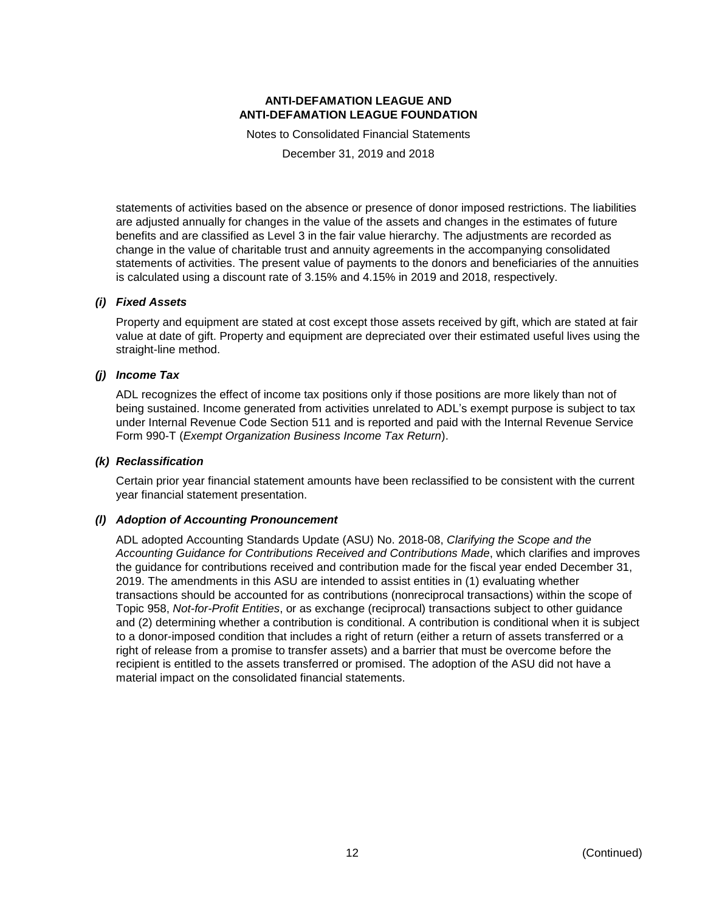statements of activities based on the absence or presence of donor imposed restrictions. The liabilities are adjusted annually for changes in the value of the assets and changes in the estimates of future benefits and are classified as Level 3 in the fair value hierarchy. The adjustments are recorded as change in the value of charitable trust and annuity agreements in the accompanying consolidated statements of activities. The present value of payments to the donors and beneficiaries of the annuities is calculated using a discount rate of 3.15% and 4.15% in 2019 and 2018, respectively.

### *(i) Fixed Assets*

Property and equipment are stated at cost except those assets received by gift, which are stated at fair value at date of gift. Property and equipment are depreciated over their estimated useful lives using the straight-line method.

### *(j) Income Tax*

ADL recognizes the effect of income tax positions only if those positions are more likely than not of being sustained. Income generated from activities unrelated to ADL's exempt purpose is subject to tax under Internal Revenue Code Section 511 and is reported and paid with the Internal Revenue Service Form 990-T (*Exempt Organization Business Income Tax Return*).

### *(k) Reclassification*

Certain prior year financial statement amounts have been reclassified to be consistent with the current year financial statement presentation.

### *(l) Adoption of Accounting Pronouncement*

ADL adopted Accounting Standards Update (ASU) No. 2018-08, *Clarifying the Scope and the Accounting Guidance for Contributions Received and Contributions Made*, which clarifies and improves the guidance for contributions received and contribution made for the fiscal year ended December 31, 2019. The amendments in this ASU are intended to assist entities in (1) evaluating whether transactions should be accounted for as contributions (nonreciprocal transactions) within the scope of Topic 958, *Not-for-Profit Entities*, or as exchange (reciprocal) transactions subject to other guidance and (2) determining whether a contribution is conditional. A contribution is conditional when it is subject to a donor-imposed condition that includes a right of return (either a return of assets transferred or a right of release from a promise to transfer assets) and a barrier that must be overcome before the recipient is entitled to the assets transferred or promised. The adoption of the ASU did not have a material impact on the consolidated financial statements.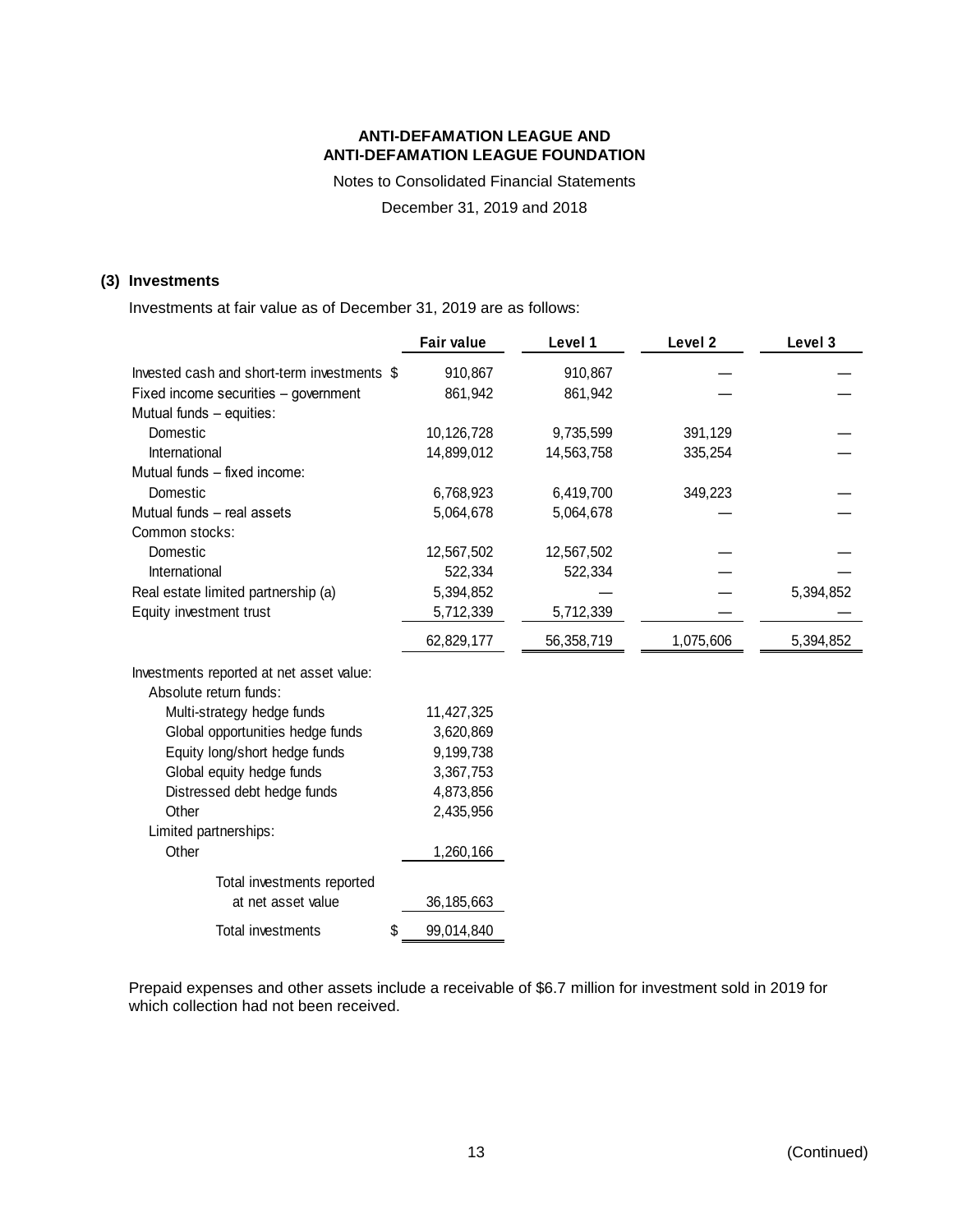**ANTI-DEFAMATION LEAGUE AND**
**ANTI-DEFAMATION LEAGUE FOUNDATION**

Notes to Consolidated Financial Statements

December 31, 2019 and 2018

### (3) Investments

Investments at fair value as of December 31, 2019 are as follows:

| | Fair value | Level 1 | Level 2 | Level 3 |
|---|---|---|---|---|
| Invested cash and short-term investments | $ 910,867 | 910,867 | — | — |
| Fixed income securities – government | 861,942 | 861,942 | — | — |
| Mutual funds – equities: | | | | |
| Domestic | 10,126,728 | 9,735,599 | 391,129 | — |
| International | 14,899,012 | 14,563,758 | 335,254 | — |
| Mutual funds – fixed income: | | | | |
| Domestic | 6,768,923 | 6,419,700 | 349,223 | — |
| Mutual funds – real assets | 5,064,678 | 5,064,678 | — | — |
| Common stocks: | | | | |
| Domestic | 12,567,502 | 12,567,502 | — | — |
| International | 522,334 | 522,334 | — | — |
| Real estate limited partnership (a) | 5,394,852 | — | — | 5,394,852 |
| Equity investment trust | 5,712,339 | 5,712,339 | — | — |
| | 62,829,177 | 56,358,719 | 1,075,606 | 5,394,852 |
| Investments reported at net asset value: | | | | |
| Absolute return funds: | | | | |
| Multi-strategy hedge funds | 11,427,325 | | | |
| Global opportunities hedge funds | 3,620,869 | | | |
| Equity long/short hedge funds | 9,199,738 | | | |
| Global equity hedge funds | 3,367,753 | | | |
| Distressed debt hedge funds | 4,873,856 | | | |
| Other | 2,435,956 | | | |
| Limited partnerships: | | | | |
| Other | 1,260,166 | | | |
| Total investments reported at net asset value | 36,185,663 | | | |
| Total investments | $ 99,014,840 | | | |

Prepaid expenses and other assets include a receivable of $6.7 million for investment sold in 2019 for which collection had not been received.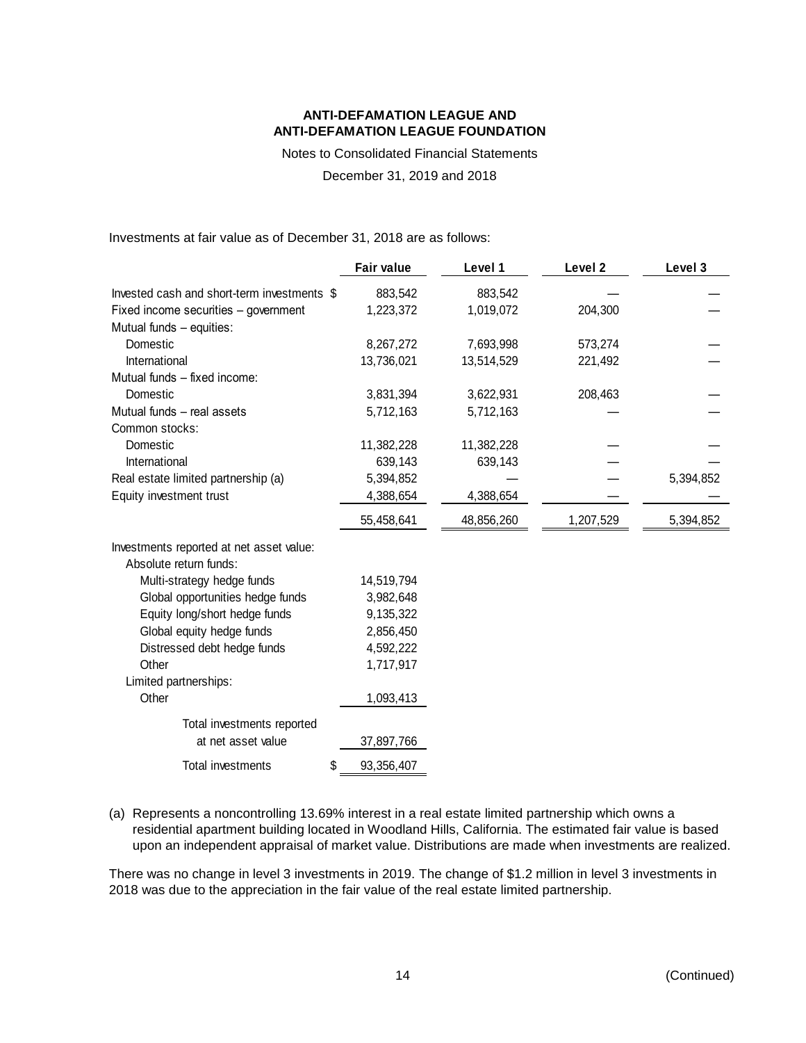Investments at fair value as of December 31, 2018 are as follows:

| | Fair value | Level 1 | Level 2 | Level 3 |
|---|---|---|---|---|
| Invested cash and short-term investments | $ 883,542 | 883,542 | — | — |
| Fixed income securities – government | 1,223,372 | 1,019,072 | 204,300 | — |
| Mutual funds – equities: | | | | |
| Domestic | 8,267,272 | 7,693,998 | 573,274 | — |
| International | 13,736,021 | 13,514,529 | 221,492 | — |
| Mutual funds – fixed income: | | | | |
| Domestic | 3,831,394 | 3,622,931 | 208,463 | — |
| Mutual funds – real assets | 5,712,163 | 5,712,163 | — | — |
| Common stocks: | | | | |
| Domestic | 11,382,228 | 11,382,228 | — | — |
| International | 639,143 | 639,143 | — | — |
| Real estate limited partnership (a) | 5,394,852 | — | — | 5,394,852 |
| Equity investment trust | 4,388,654 | 4,388,654 | — | — |
| | 55,458,641 | 48,856,260 | 1,207,529 | 5,394,852 |
| Investments reported at net asset value: | | | | |
| Absolute return funds: | | | | |
| Multi-strategy hedge funds | 14,519,794 | | | |
| Global opportunities hedge funds | 3,982,648 | | | |
| Equity long/short hedge funds | 9,135,322 | | | |
| Global equity hedge funds | 2,856,450 | | | |
| Distressed debt hedge funds | 4,592,222 | | | |
| Other | 1,717,917 | | | |
| Limited partnerships: | | | | |
| Other | 1,093,413 | | | |
| Total investments reported at net asset value | 37,897,766 | | | |
| Total investments | $ 93,356,407 | | | |

(a) Represents a noncontrolling 13.69% interest in a real estate limited partnership which owns a residential apartment building located in Woodland Hills, California. The estimated fair value is based upon an independent appraisal of market value. Distributions are made when investments are realized.

There was no change in level 3 investments in 2019. The change of $1.2 million in level 3 investments in 2018 was due to the appreciation in the fair value of the real estate limited partnership.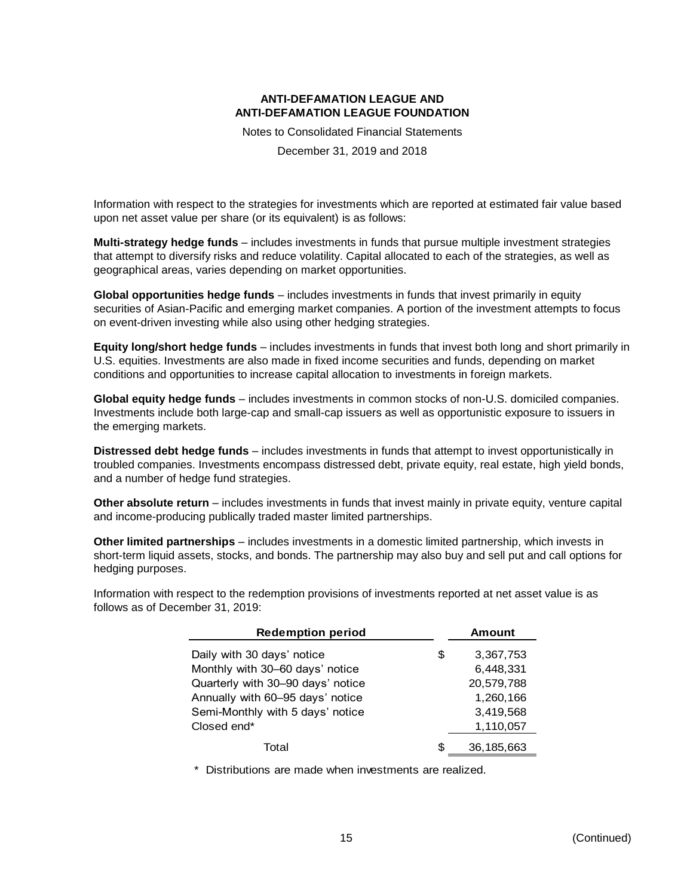Information with respect to the strategies for investments which are reported at estimated fair value based upon net asset value per share (or its equivalent) is as follows:

**Multi-strategy hedge funds** – includes investments in funds that pursue multiple investment strategies that attempt to diversify risks and reduce volatility. Capital allocated to each of the strategies, as well as geographical areas, varies depending on market opportunities.

**Global opportunities hedge funds** – includes investments in funds that invest primarily in equity securities of Asian-Pacific and emerging market companies. A portion of the investment attempts to focus on event-driven investing while also using other hedging strategies.

**Equity long/short hedge funds** – includes investments in funds that invest both long and short primarily in U.S. equities. Investments are also made in fixed income securities and funds, depending on market conditions and opportunities to increase capital allocation to investments in foreign markets.

**Global equity hedge funds** – includes investments in common stocks of non-U.S. domiciled companies. Investments include both large-cap and small-cap issuers as well as opportunistic exposure to issuers in the emerging markets.

**Distressed debt hedge funds** – includes investments in funds that attempt to invest opportunistically in troubled companies. Investments encompass distressed debt, private equity, real estate, high yield bonds, and a number of hedge fund strategies.

**Other absolute return** – includes investments in funds that invest mainly in private equity, venture capital and income-producing publically traded master limited partnerships.

**Other limited partnerships** – includes investments in a domestic limited partnership, which invests in short-term liquid assets, stocks, and bonds. The partnership may also buy and sell put and call options for hedging purposes.

Information with respect to the redemption provisions of investments reported at net asset value is as follows as of December 31, 2019:

| Redemption period | | Amount |
|---|---|---|
| Daily with 30 days' notice | $ | 3,367,753 |
| Monthly with 30–60 days' notice | | 6,448,331 |
| Quarterly with 30–90 days' notice | | 20,579,788 |
| Annually with 60–95 days' notice | | 1,260,166 |
| Semi-Monthly with 5 days' notice | | 3,419,568 |
| Closed end* | | 1,110,057 |
| Total | $ | 36,185,663 |

\* Distributions are made when investments are realized.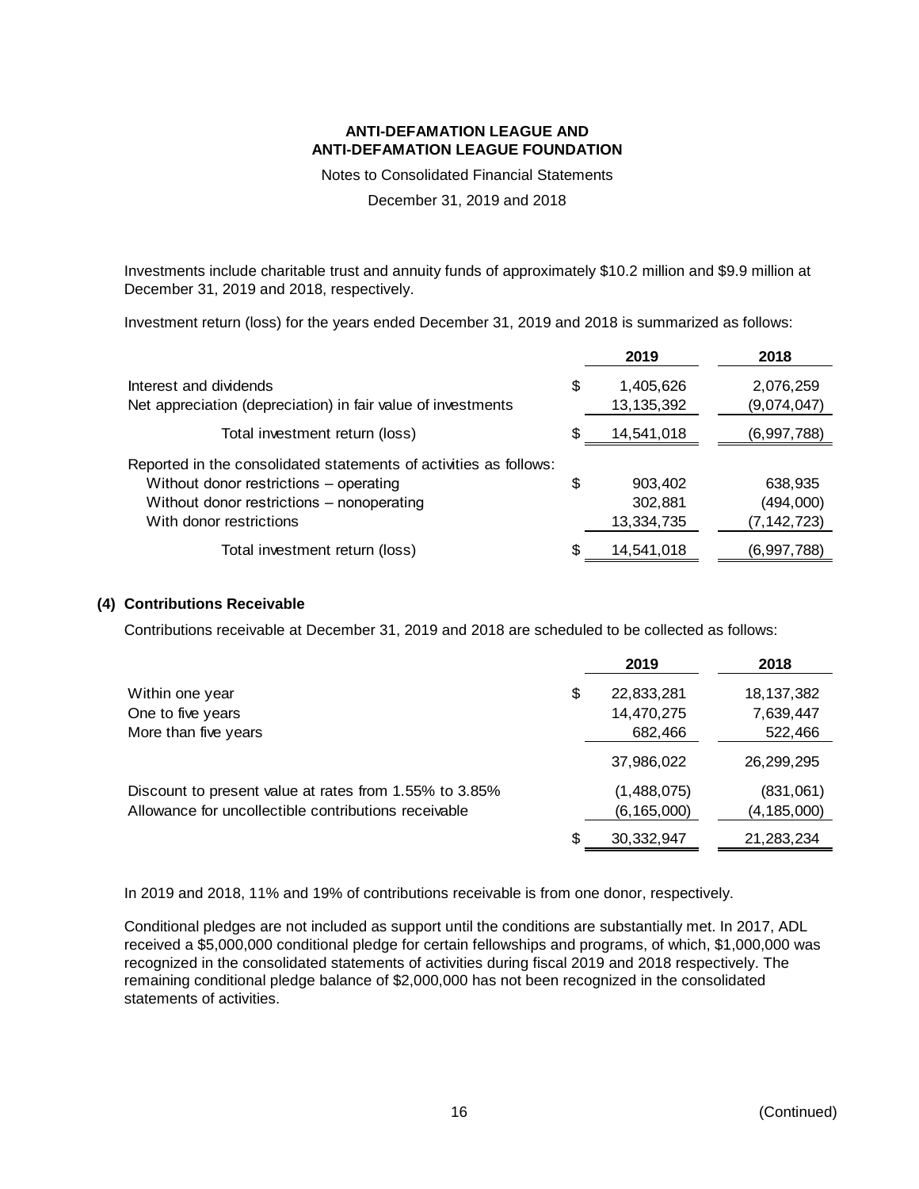Investments include charitable trust and annuity funds of approximately $10.2 million and $9.9 million at December 31, 2019 and 2018, respectively.

Investment return (loss) for the years ended December 31, 2019 and 2018 is summarized as follows:

| | | 2019 | 2018 |
|---|---|---|---|
| Interest and dividends | $ | 1,405,626 | 2,076,259 |
| Net appreciation (depreciation) in fair value of investments | | 13,135,392 | (9,074,047) |
| Total investment return (loss) | $ | 14,541,018 | (6,997,788) |
| Reported in the consolidated statements of activities as follows: | | | |
| Without donor restrictions – operating | $ | 903,402 | 638,935 |
| Without donor restrictions – nonoperating | | 302,881 | (494,000) |
| With donor restrictions | | 13,334,735 | (7,142,723) |
| Total investment return (loss) | $ | 14,541,018 | (6,997,788) |

## (4) Contributions Receivable

Contributions receivable at December 31, 2019 and 2018 are scheduled to be collected as follows:

| | | 2019 | 2018 |
|---|---|---|---|
| Within one year | $ | 22,833,281 | 18,137,382 |
| One to five years | | 14,470,275 | 7,639,447 |
| More than five years | | 682,466 | 522,466 |
| | | 37,986,022 | 26,299,295 |
| Discount to present value at rates from 1.55% to 3.85% | | (1,488,075) | (831,061) |
| Allowance for uncollectible contributions receivable | | (6,165,000) | (4,185,000) |
| | $ | 30,332,947 | 21,283,234 |

In 2019 and 2018, 11% and 19% of contributions receivable is from one donor, respectively.

Conditional pledges are not included as support until the conditions are substantially met. In 2017, ADL received a $5,000,000 conditional pledge for certain fellowships and programs, of which, $1,000,000 was recognized in the consolidated statements of activities during fiscal 2019 and 2018 respectively. The remaining conditional pledge balance of $2,000,000 has not been recognized in the consolidated statements of activities.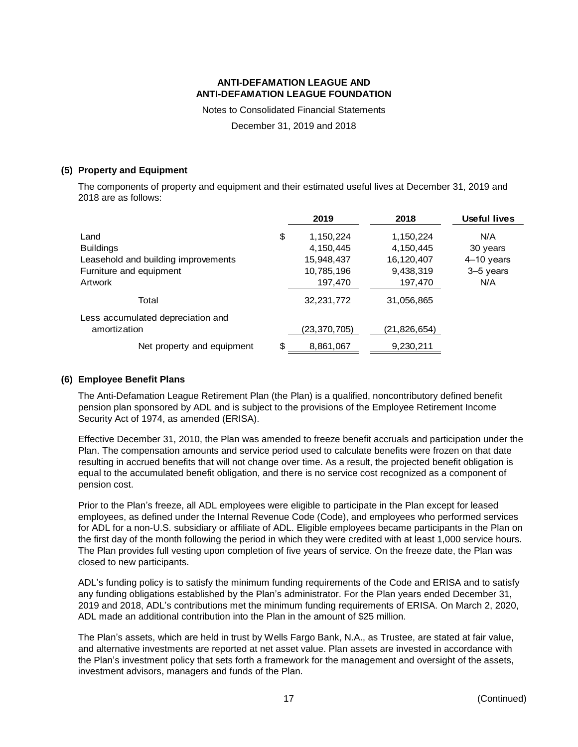**ANTI-DEFAMATION LEAGUE AND**
**ANTI-DEFAMATION LEAGUE FOUNDATION**

Notes to Consolidated Financial Statements

December 31, 2019 and 2018

### (5) Property and Equipment

The components of property and equipment and their estimated useful lives at December 31, 2019 and 2018 are as follows:

| | 2019 | 2018 | Useful lives |
|---|---|---|---|
| Land | $ 1,150,224 | 1,150,224 | N/A |
| Buildings | 4,150,445 | 4,150,445 | 30 years |
| Leasehold and building improvements | 15,948,437 | 16,120,407 | 4–10 years |
| Furniture and equipment | 10,785,196 | 9,438,319 | 3–5 years |
| Artwork | 197,470 | 197,470 | N/A |
| Total | 32,231,772 | 31,056,865 | |
| Less accumulated depreciation and amortization | (23,370,705) | (21,826,654) | |
| Net property and equipment | $ 8,861,067 | 9,230,211 | |

### (6) Employee Benefit Plans

The Anti-Defamation League Retirement Plan (the Plan) is a qualified, noncontributory defined benefit pension plan sponsored by ADL and is subject to the provisions of the Employee Retirement Income Security Act of 1974, as amended (ERISA).

Effective December 31, 2010, the Plan was amended to freeze benefit accruals and participation under the Plan. The compensation amounts and service period used to calculate benefits were frozen on that date resulting in accrued benefits that will not change over time. As a result, the projected benefit obligation is equal to the accumulated benefit obligation, and there is no service cost recognized as a component of pension cost.

Prior to the Plan's freeze, all ADL employees were eligible to participate in the Plan except for leased employees, as defined under the Internal Revenue Code (Code), and employees who performed services for ADL for a non-U.S. subsidiary or affiliate of ADL. Eligible employees became participants in the Plan on the first day of the month following the period in which they were credited with at least 1,000 service hours. The Plan provides full vesting upon completion of five years of service. On the freeze date, the Plan was closed to new participants.

ADL's funding policy is to satisfy the minimum funding requirements of the Code and ERISA and to satisfy any funding obligations established by the Plan's administrator. For the Plan years ended December 31, 2019 and 2018, ADL's contributions met the minimum funding requirements of ERISA. On March 2, 2020, ADL made an additional contribution into the Plan in the amount of $25 million.

The Plan's assets, which are held in trust by Wells Fargo Bank, N.A., as Trustee, are stated at fair value, and alternative investments are reported at net asset value. Plan assets are invested in accordance with the Plan's investment policy that sets forth a framework for the management and oversight of the assets, investment advisors, managers and funds of the Plan.

(Continued)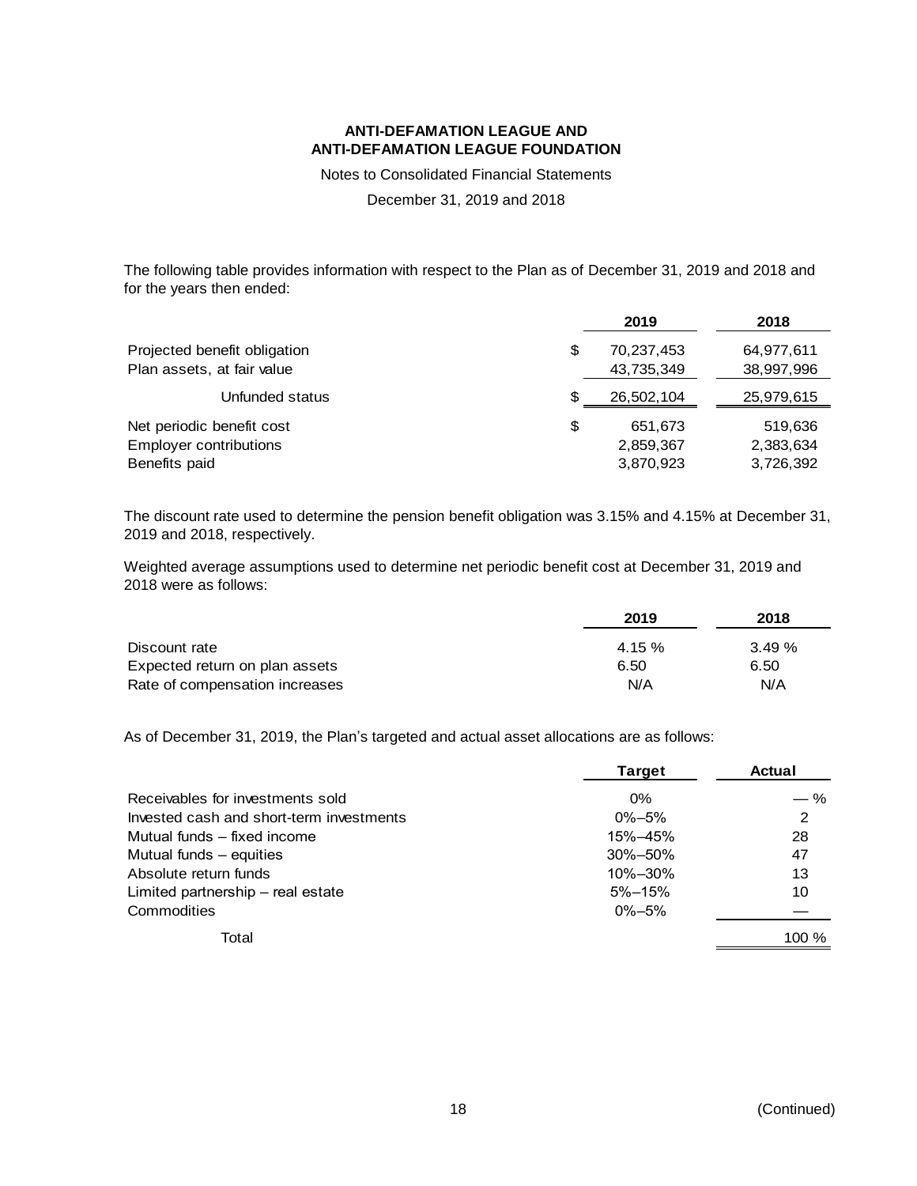**ANTI-DEFAMATION LEAGUE AND**
**ANTI-DEFAMATION LEAGUE FOUNDATION**

Notes to Consolidated Financial Statements

December 31, 2019 and 2018

The following table provides information with respect to the Plan as of December 31, 2019 and 2018 and for the years then ended:

| | | 2019 | 2018 |
|---|---|---|---|
| Projected benefit obligation | $ | 70,237,453 | 64,977,611 |
| Plan assets, at fair value | | 43,735,349 | 38,997,996 |
| Unfunded status | $ | 26,502,104 | 25,979,615 |
| Net periodic benefit cost | $ | 651,673 | 519,636 |
| Employer contributions | | 2,859,367 | 2,383,634 |
| Benefits paid | | 3,870,923 | 3,726,392 |

The discount rate used to determine the pension benefit obligation was 3.15% and 4.15% at December 31, 2019 and 2018, respectively.

Weighted average assumptions used to determine net periodic benefit cost at December 31, 2019 and 2018 were as follows:

| | 2019 | 2018 |
|---|---|---|
| Discount rate | 4.15 % | 3.49 % |
| Expected return on plan assets | 6.50 | 6.50 |
| Rate of compensation increases | N/A | N/A |

As of December 31, 2019, the Plan's targeted and actual asset allocations are as follows:

| | Target | Actual |
|---|---|---|
| Receivables for investments sold | 0% | — % |
| Invested cash and short-term investments | 0%–5% | 2 |
| Mutual funds – fixed income | 15%–45% | 28 |
| Mutual funds – equities | 30%–50% | 47 |
| Absolute return funds | 10%–30% | 13 |
| Limited partnership – real estate | 5%–15% | 10 |
| Commodities | 0%–5% | — |
| Total | | 100 % |

(Continued)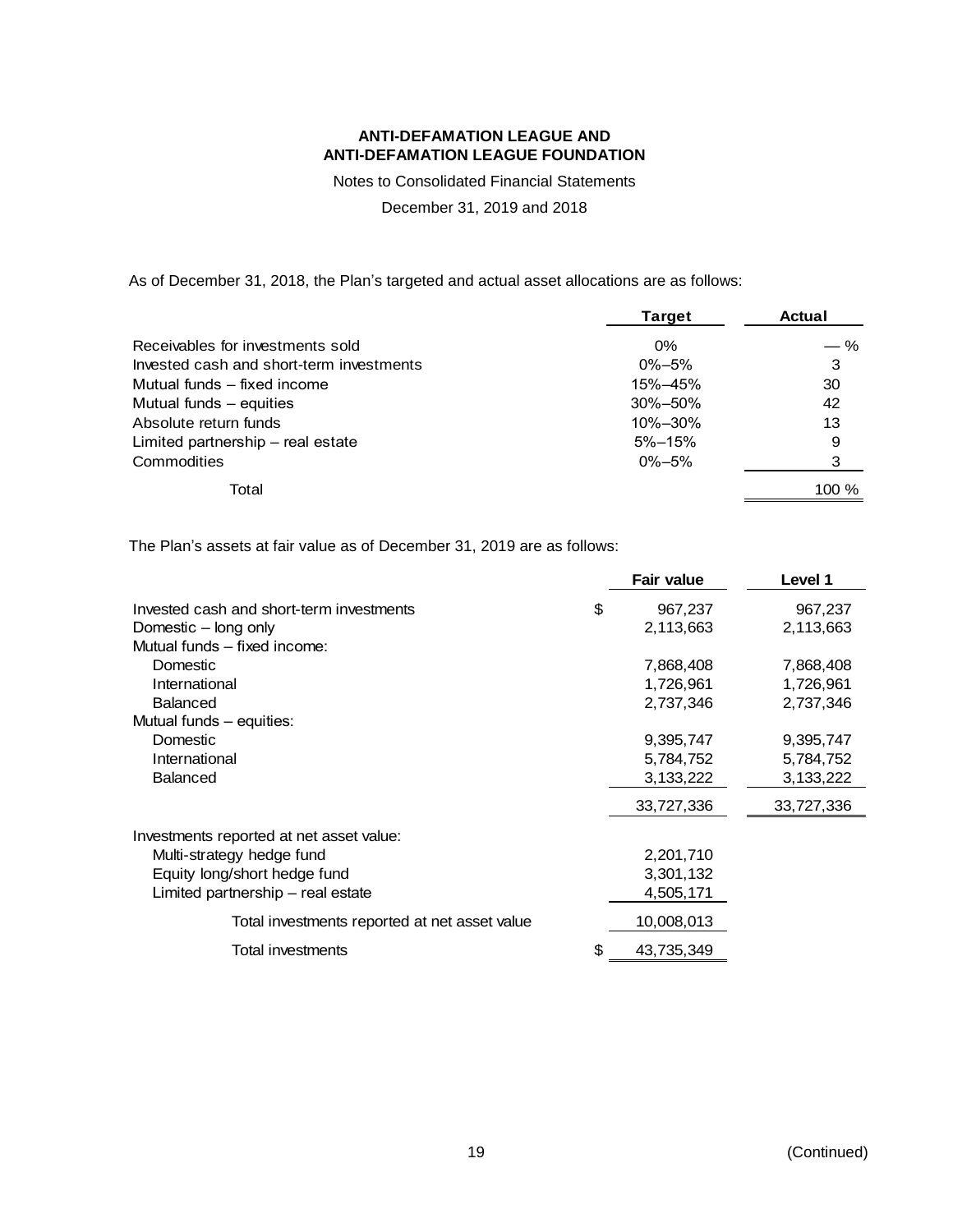**ANTI-DEFAMATION LEAGUE AND**
**ANTI-DEFAMATION LEAGUE FOUNDATION**

Notes to Consolidated Financial Statements

December 31, 2019 and 2018

As of December 31, 2018, the Plan's targeted and actual asset allocations are as follows:

| | Target | Actual |
|---|---|---|
| Receivables for investments sold | 0% | — % |
| Invested cash and short-term investments | 0%–5% | 3 |
| Mutual funds – fixed income | 15%–45% | 30 |
| Mutual funds – equities | 30%–50% | 42 |
| Absolute return funds | 10%–30% | 13 |
| Limited partnership – real estate | 5%–15% | 9 |
| Commodities | 0%–5% | 3 |
| Total | | 100 % |

The Plan's assets at fair value as of December 31, 2019 are as follows:

| | Fair value | Level 1 |
|---|---|---|
| Invested cash and short-term investments | $ 967,237 | 967,237 |
| Domestic – long only | 2,113,663 | 2,113,663 |
| Mutual funds – fixed income: | | |
| Domestic | 7,868,408 | 7,868,408 |
| International | 1,726,961 | 1,726,961 |
| Balanced | 2,737,346 | 2,737,346 |
| Mutual funds – equities: | | |
| Domestic | 9,395,747 | 9,395,747 |
| International | 5,784,752 | 5,784,752 |
| Balanced | 3,133,222 | 3,133,222 |
| | 33,727,336 | 33,727,336 |
| Investments reported at net asset value: | | |
| Multi-strategy hedge fund | 2,201,710 | |
| Equity long/short hedge fund | 3,301,132 | |
| Limited partnership – real estate | 4,505,171 | |
| Total investments reported at net asset value | 10,008,013 | |
| Total investments | $ 43,735,349 | |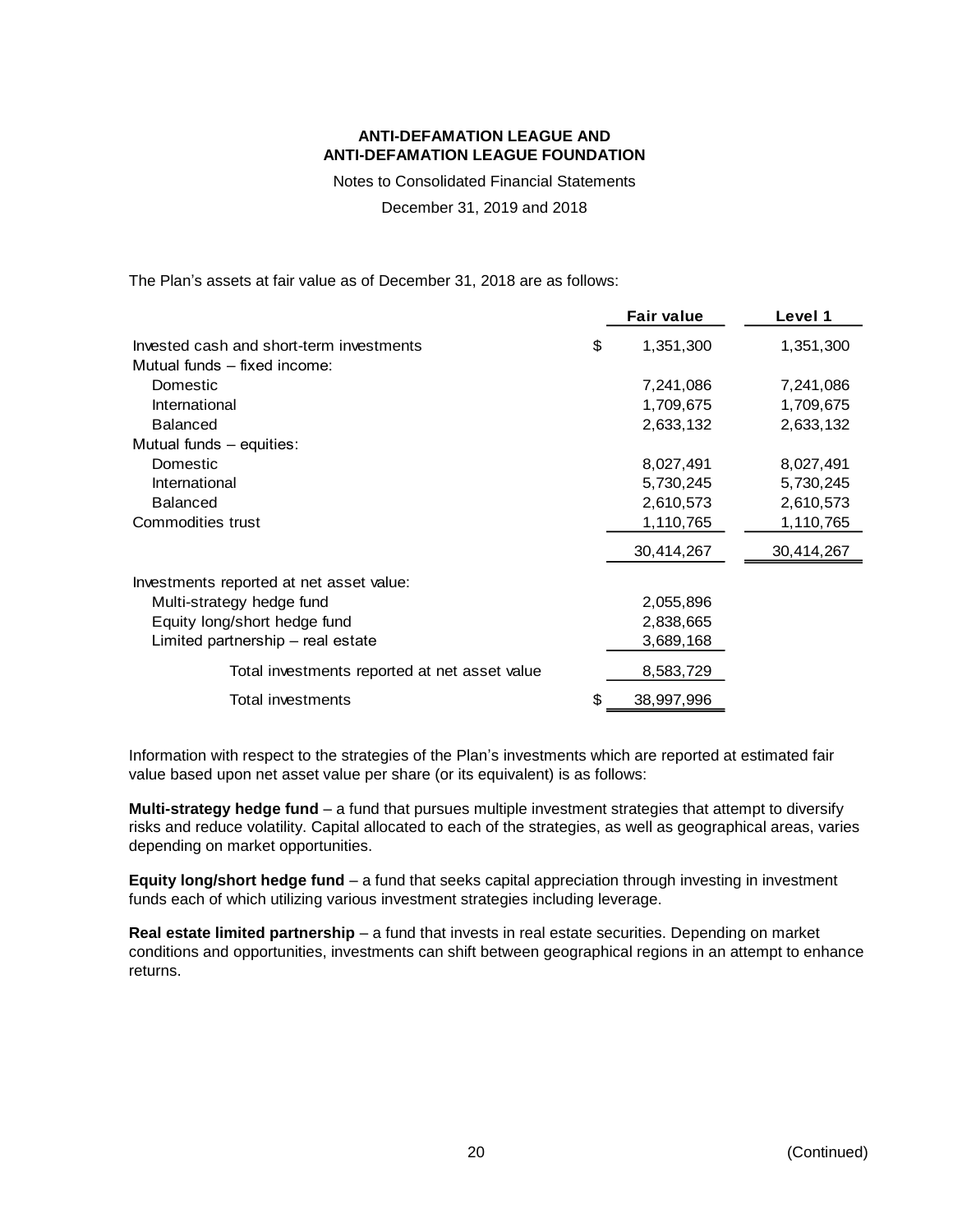The Plan's assets at fair value as of December 31, 2018 are as follows:

| | Fair value | Level 1 |
|---|---|---|
| Invested cash and short-term investments | $ 1,351,300 | 1,351,300 |
| Mutual funds – fixed income: | | |
| Domestic | 7,241,086 | 7,241,086 |
| International | 1,709,675 | 1,709,675 |
| Balanced | 2,633,132 | 2,633,132 |
| Mutual funds – equities: | | |
| Domestic | 8,027,491 | 8,027,491 |
| International | 5,730,245 | 5,730,245 |
| Balanced | 2,610,573 | 2,610,573 |
| Commodities trust | 1,110,765 | 1,110,765 |
| | 30,414,267 | 30,414,267 |
| Investments reported at net asset value: | | |
| Multi-strategy hedge fund | 2,055,896 | |
| Equity long/short hedge fund | 2,838,665 | |
| Limited partnership – real estate | 3,689,168 | |
| Total investments reported at net asset value | 8,583,729 | |
| Total investments | $ 38,997,996 | |

Information with respect to the strategies of the Plan's investments which are reported at estimated fair value based upon net asset value per share (or its equivalent) is as follows:

**Multi-strategy hedge fund** – a fund that pursues multiple investment strategies that attempt to diversify risks and reduce volatility. Capital allocated to each of the strategies, as well as geographical areas, varies depending on market opportunities.

**Equity long/short hedge fund** – a fund that seeks capital appreciation through investing in investment funds each of which utilizing various investment strategies including leverage.

**Real estate limited partnership** – a fund that invests in real estate securities. Depending on market conditions and opportunities, investments can shift between geographical regions in an attempt to enhance returns.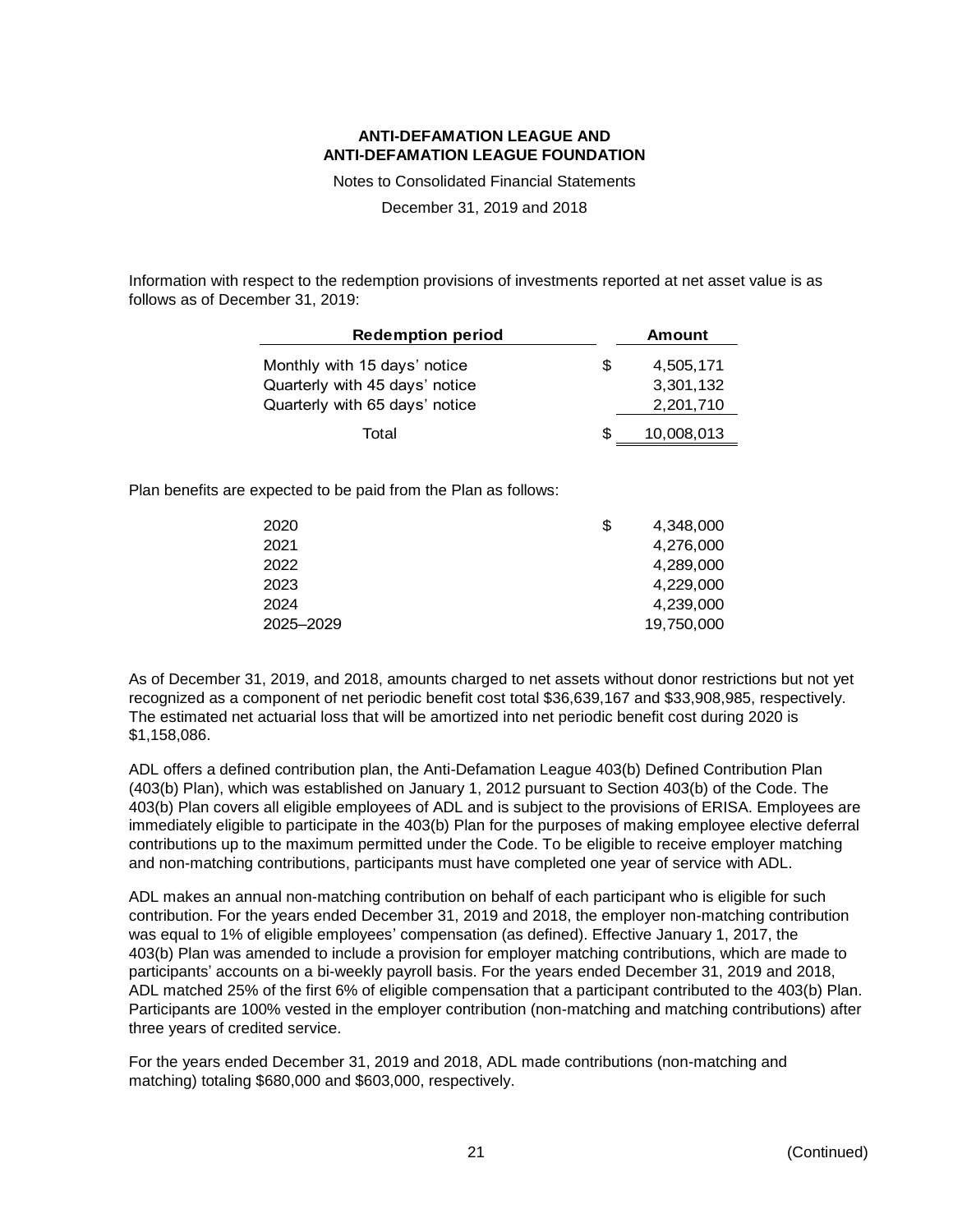Information with respect to the redemption provisions of investments reported at net asset value is as follows as of December 31, 2019:

| Redemption period | | Amount |
|---|---|---|
| Monthly with 15 days' notice | $ | 4,505,171 |
| Quarterly with 45 days' notice | | 3,301,132 |
| Quarterly with 65 days' notice | | 2,201,710 |
| Total | $ | 10,008,013 |

Plan benefits are expected to be paid from the Plan as follows:

| | | |
|---|---|---|
| 2020 | $ | 4,348,000 |
| 2021 | | 4,276,000 |
| 2022 | | 4,289,000 |
| 2023 | | 4,229,000 |
| 2024 | | 4,239,000 |
| 2025–2029 | | 19,750,000 |

As of December 31, 2019, and 2018, amounts charged to net assets without donor restrictions but not yet recognized as a component of net periodic benefit cost total $36,639,167 and $33,908,985, respectively. The estimated net actuarial loss that will be amortized into net periodic benefit cost during 2020 is $1,158,086.

ADL offers a defined contribution plan, the Anti-Defamation League 403(b) Defined Contribution Plan (403(b) Plan), which was established on January 1, 2012 pursuant to Section 403(b) of the Code. The 403(b) Plan covers all eligible employees of ADL and is subject to the provisions of ERISA. Employees are immediately eligible to participate in the 403(b) Plan for the purposes of making employee elective deferral contributions up to the maximum permitted under the Code. To be eligible to receive employer matching and non-matching contributions, participants must have completed one year of service with ADL.

ADL makes an annual non-matching contribution on behalf of each participant who is eligible for such contribution. For the years ended December 31, 2019 and 2018, the employer non-matching contribution was equal to 1% of eligible employees' compensation (as defined). Effective January 1, 2017, the 403(b) Plan was amended to include a provision for employer matching contributions, which are made to participants' accounts on a bi-weekly payroll basis. For the years ended December 31, 2019 and 2018, ADL matched 25% of the first 6% of eligible compensation that a participant contributed to the 403(b) Plan. Participants are 100% vested in the employer contribution (non-matching and matching contributions) after three years of credited service.

For the years ended December 31, 2019 and 2018, ADL made contributions (non-matching and matching) totaling $680,000 and $603,000, respectively.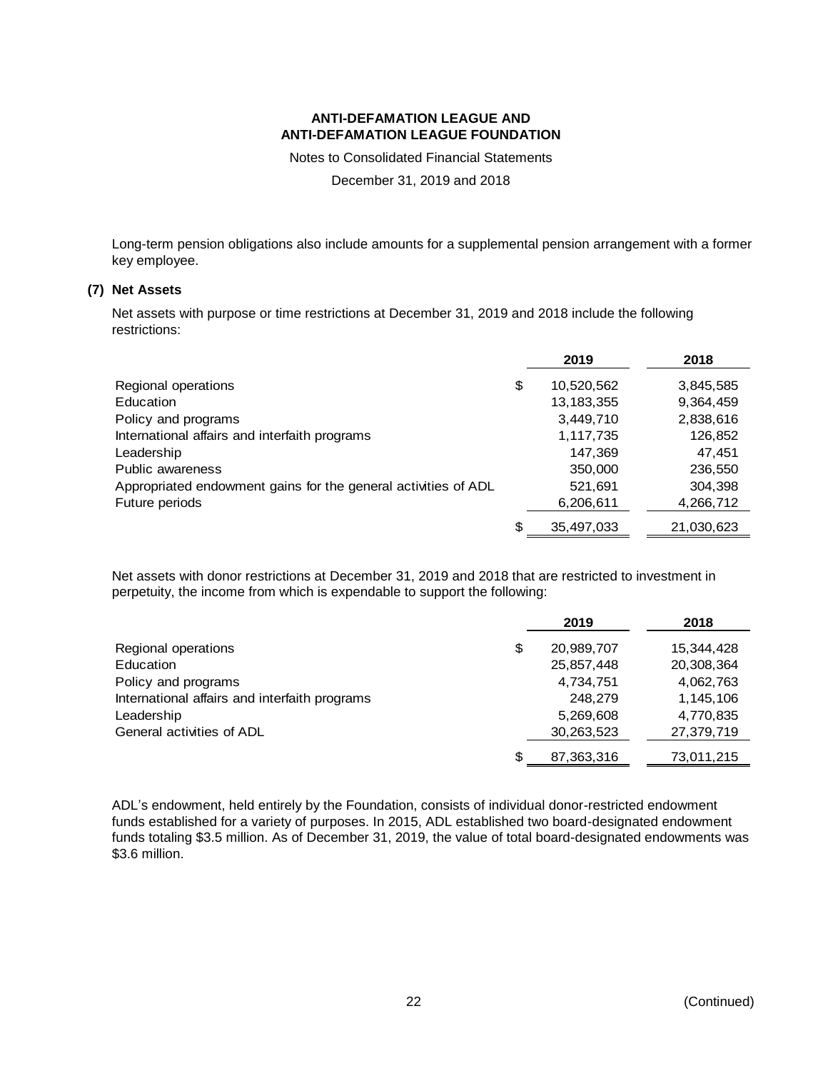Long-term pension obligations also include amounts for a supplemental pension arrangement with a former key employee.

## (7) Net Assets

Net assets with purpose or time restrictions at December 31, 2019 and 2018 include the following restrictions:

| | 2019 | 2018 |
|---|---|---|
| Regional operations | $ 10,520,562 | 3,845,585 |
| Education | 13,183,355 | 9,364,459 |
| Policy and programs | 3,449,710 | 2,838,616 |
| International affairs and interfaith programs | 1,117,735 | 126,852 |
| Leadership | 147,369 | 47,451 |
| Public awareness | 350,000 | 236,550 |
| Appropriated endowment gains for the general activities of ADL | 521,691 | 304,398 |
| Future periods | 6,206,611 | 4,266,712 |
| | $ 35,497,033 | 21,030,623 |

Net assets with donor restrictions at December 31, 2019 and 2018 that are restricted to investment in perpetuity, the income from which is expendable to support the following:

| | 2019 | 2018 |
|---|---|---|
| Regional operations | $ 20,989,707 | 15,344,428 |
| Education | 25,857,448 | 20,308,364 |
| Policy and programs | 4,734,751 | 4,062,763 |
| International affairs and interfaith programs | 248,279 | 1,145,106 |
| Leadership | 5,269,608 | 4,770,835 |
| General activities of ADL | 30,263,523 | 27,379,719 |
| | $ 87,363,316 | 73,011,215 |

ADL's endowment, held entirely by the Foundation, consists of individual donor-restricted endowment funds established for a variety of purposes. In 2015, ADL established two board-designated endowment funds totaling $3.5 million. As of December 31, 2019, the value of total board-designated endowments was $3.6 million.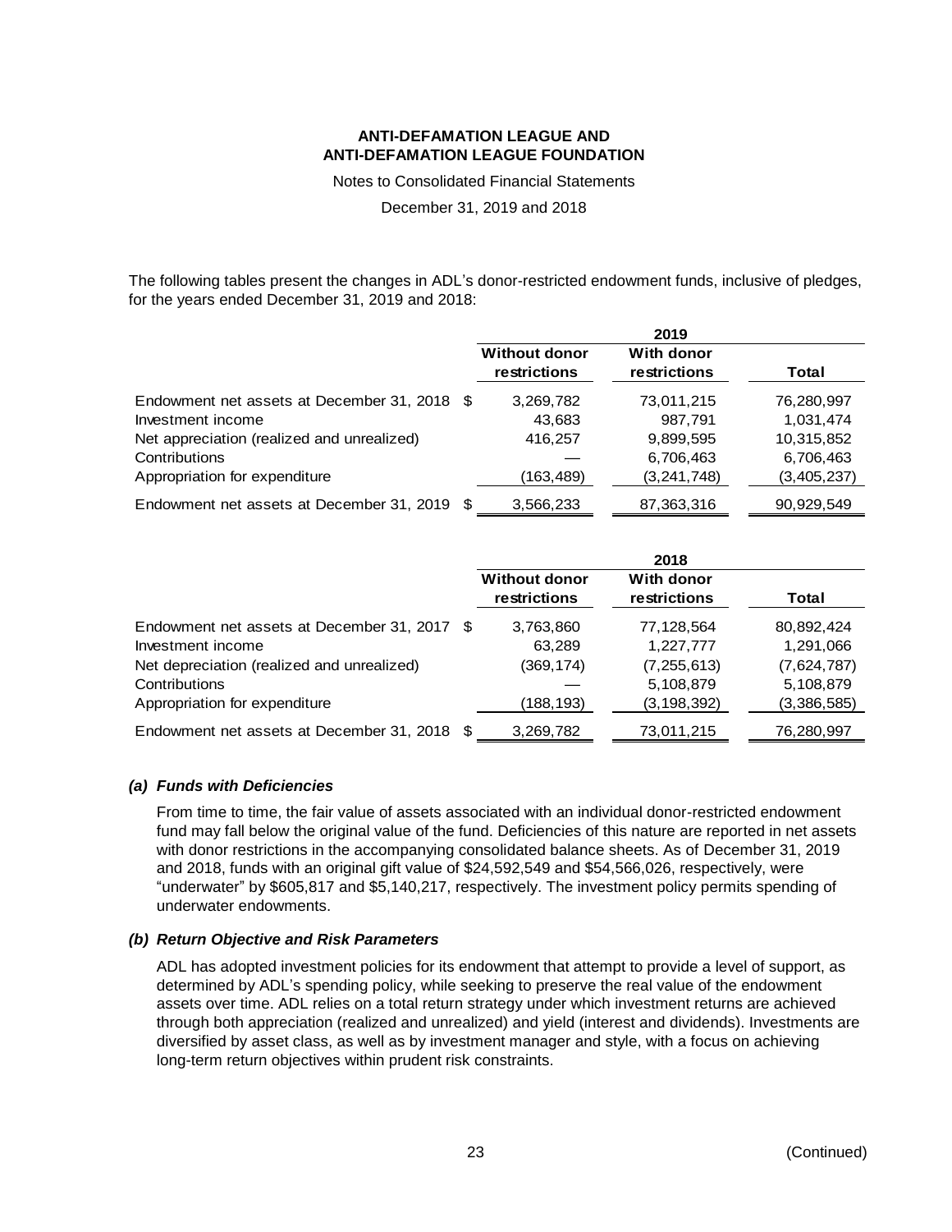# ANTI-DEFAMATION LEAGUE AND ANTI-DEFAMATION LEAGUE FOUNDATION

Notes to Consolidated Financial Statements

December 31, 2019 and 2018

The following tables present the changes in ADL's donor-restricted endowment funds, inclusive of pledges, for the years ended December 31, 2019 and 2018:

| | 2019 | | |
|---|---|---|---|
| | Without donor restrictions | With donor restrictions | Total |
| Endowment net assets at December 31, 2018 | $ 3,269,782 | 73,011,215 | 76,280,997 |
| Investment income | 43,683 | 987,791 | 1,031,474 |
| Net appreciation (realized and unrealized) | 416,257 | 9,899,595 | 10,315,852 |
| Contributions | — | 6,706,463 | 6,706,463 |
| Appropriation for expenditure | (163,489) | (3,241,748) | (3,405,237) |
| Endowment net assets at December 31, 2019 | $ 3,566,233 | 87,363,316 | 90,929,549 |

| | 2018 | | |
|---|---|---|---|
| | Without donor restrictions | With donor restrictions | Total |
| Endowment net assets at December 31, 2017 | $ 3,763,860 | 77,128,564 | 80,892,424 |
| Investment income | 63,289 | 1,227,777 | 1,291,066 |
| Net depreciation (realized and unrealized) | (369,174) | (7,255,613) | (7,624,787) |
| Contributions | — | 5,108,879 | 5,108,879 |
| Appropriation for expenditure | (188,193) | (3,198,392) | (3,386,585) |
| Endowment net assets at December 31, 2018 | $ 3,269,782 | 73,011,215 | 76,280,997 |

### *(a) Funds with Deficiencies*

From time to time, the fair value of assets associated with an individual donor-restricted endowment fund may fall below the original value of the fund. Deficiencies of this nature are reported in net assets with donor restrictions in the accompanying consolidated balance sheets. As of December 31, 2019 and 2018, funds with an original gift value of $24,592,549 and $54,566,026, respectively, were "underwater" by $605,817 and $5,140,217, respectively. The investment policy permits spending of underwater endowments.

### *(b) Return Objective and Risk Parameters*

ADL has adopted investment policies for its endowment that attempt to provide a level of support, as determined by ADL's spending policy, while seeking to preserve the real value of the endowment assets over time. ADL relies on a total return strategy under which investment returns are achieved through both appreciation (realized and unrealized) and yield (interest and dividends). Investments are diversified by asset class, as well as by investment manager and style, with a focus on achieving long-term return objectives within prudent risk constraints.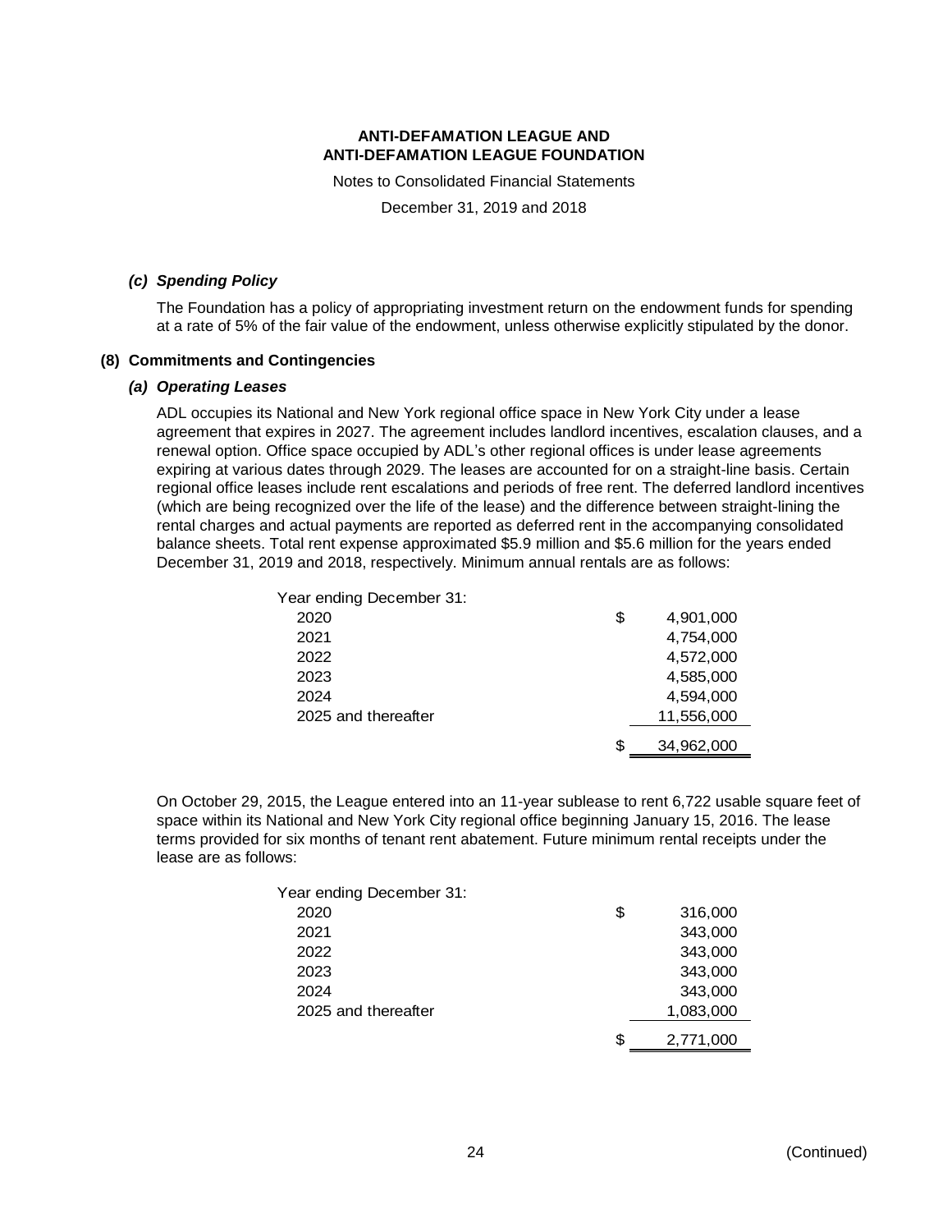**ANTI-DEFAMATION LEAGUE AND**
**ANTI-DEFAMATION LEAGUE FOUNDATION**

Notes to Consolidated Financial Statements

December 31, 2019 and 2018

### *(c) Spending Policy*

The Foundation has a policy of appropriating investment return on the endowment funds for spending at a rate of 5% of the fair value of the endowment, unless otherwise explicitly stipulated by the donor.

## (8) Commitments and Contingencies

### *(a) Operating Leases*

ADL occupies its National and New York regional office space in New York City under a lease agreement that expires in 2027. The agreement includes landlord incentives, escalation clauses, and a renewal option. Office space occupied by ADL's other regional offices is under lease agreements expiring at various dates through 2029. The leases are accounted for on a straight-line basis. Certain regional office leases include rent escalations and periods of free rent. The deferred landlord incentives (which are being recognized over the life of the lease) and the difference between straight-lining the rental charges and actual payments are reported as deferred rent in the accompanying consolidated balance sheets. Total rent expense approximated $5.9 million and $5.6 million for the years ended December 31, 2019 and 2018, respectively. Minimum annual rentals are as follows:

| Year ending December 31: | | |
|---|---|---|
| 2020 | $ | 4,901,000 |
| 2021 | | 4,754,000 |
| 2022 | | 4,572,000 |
| 2023 | | 4,585,000 |
| 2024 | | 4,594,000 |
| 2025 and thereafter | | 11,556,000 |
| | $ | 34,962,000 |

On October 29, 2015, the League entered into an 11-year sublease to rent 6,722 usable square feet of space within its National and New York City regional office beginning January 15, 2016. The lease terms provided for six months of tenant rent abatement. Future minimum rental receipts under the lease are as follows:

| Year ending December 31: | | |
|---|---|---|
| 2020 | $ | 316,000 |
| 2021 | | 343,000 |
| 2022 | | 343,000 |
| 2023 | | 343,000 |
| 2024 | | 343,000 |
| 2025 and thereafter | | 1,083,000 |
| | $ | 2,771,000 |

(Continued)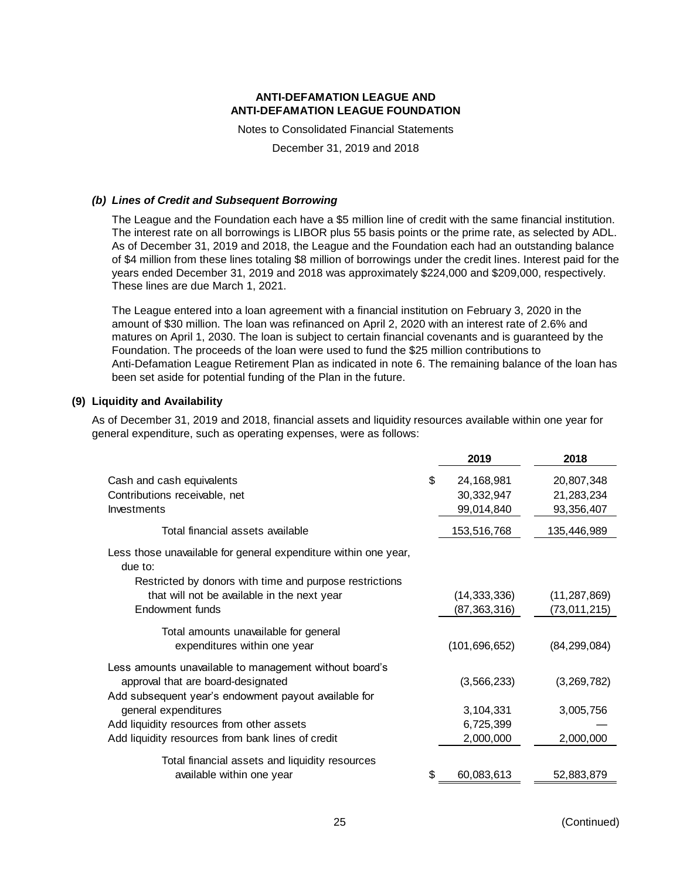ANTI-DEFAMATION LEAGUE AND
ANTI-DEFAMATION LEAGUE FOUNDATION

Notes to Consolidated Financial Statements

December 31, 2019 and 2018

### *(b) Lines of Credit and Subsequent Borrowing*

The League and the Foundation each have a $5 million line of credit with the same financial institution. The interest rate on all borrowings is LIBOR plus 55 basis points or the prime rate, as selected by ADL. As of December 31, 2019 and 2018, the League and the Foundation each had an outstanding balance of $4 million from these lines totaling $8 million of borrowings under the credit lines. Interest paid for the years ended December 31, 2019 and 2018 was approximately $224,000 and $209,000, respectively. These lines are due March 1, 2021.

The League entered into a loan agreement with a financial institution on February 3, 2020 in the amount of $30 million. The loan was refinanced on April 2, 2020 with an interest rate of 2.6% and matures on April 1, 2030. The loan is subject to certain financial covenants and is guaranteed by the Foundation. The proceeds of the loan were used to fund the $25 million contributions to Anti-Defamation League Retirement Plan as indicated in note 6. The remaining balance of the loan has been set aside for potential funding of the Plan in the future.

## (9) Liquidity and Availability

As of December 31, 2019 and 2018, financial assets and liquidity resources available within one year for general expenditure, such as operating expenses, were as follows:

| | 2019 | 2018 |
|---|---|---|
| Cash and cash equivalents | $ 24,168,981 | 20,807,348 |
| Contributions receivable, net | 30,332,947 | 21,283,234 |
| Investments | 99,014,840 | 93,356,407 |
| Total financial assets available | 153,516,768 | 135,446,989 |
| Less those unavailable for general expenditure within one year, due to: | | |
| Restricted by donors with time and purpose restrictions that will not be available in the next year | (14,333,336) | (11,287,869) |
| Endowment funds | (87,363,316) | (73,011,215) |
| Total amounts unavailable for general expenditures within one year | (101,696,652) | (84,299,084) |
| Less amounts unavailable to management without board's approval that are board-designated | (3,566,233) | (3,269,782) |
| Add subsequent year's endowment payout available for general expenditures | 3,104,331 | 3,005,756 |
| Add liquidity resources from other assets | 6,725,399 | — |
| Add liquidity resources from bank lines of credit | 2,000,000 | 2,000,000 |
| Total financial assets and liquidity resources available within one year | $ 60,083,613 | 52,883,879 |

(Continued)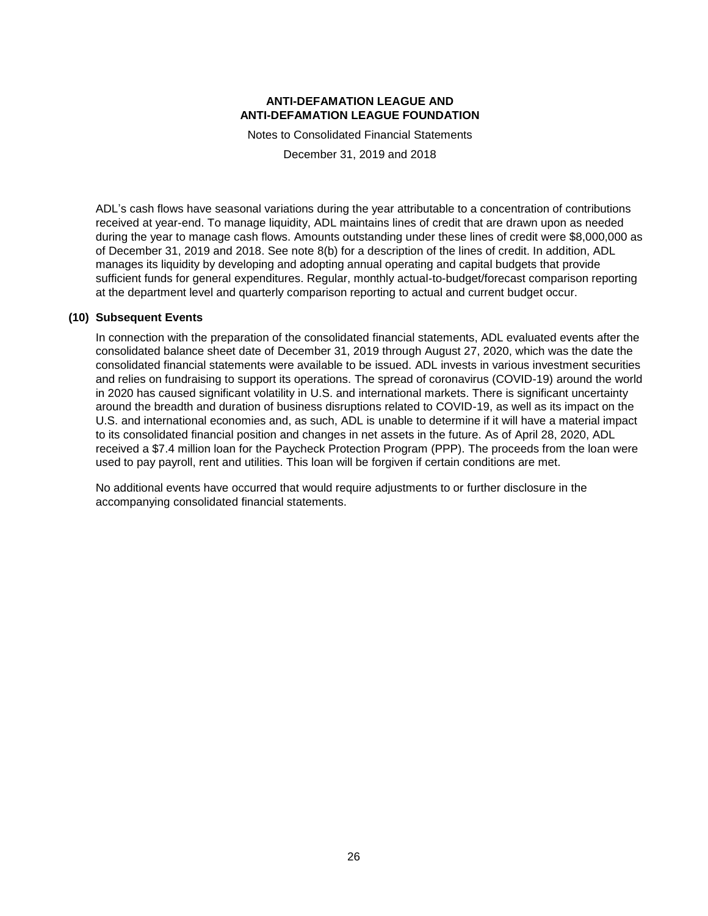ADL's cash flows have seasonal variations during the year attributable to a concentration of contributions received at year-end. To manage liquidity, ADL maintains lines of credit that are drawn upon as needed during the year to manage cash flows. Amounts outstanding under these lines of credit were $8,000,000 as of December 31, 2019 and 2018. See note 8(b) for a description of the lines of credit. In addition, ADL manages its liquidity by developing and adopting annual operating and capital budgets that provide sufficient funds for general expenditures. Regular, monthly actual-to-budget/forecast comparison reporting at the department level and quarterly comparison reporting to actual and current budget occur.

## (10) Subsequent Events

In connection with the preparation of the consolidated financial statements, ADL evaluated events after the consolidated balance sheet date of December 31, 2019 through August 27, 2020, which was the date the consolidated financial statements were available to be issued. ADL invests in various investment securities and relies on fundraising to support its operations. The spread of coronavirus (COVID-19) around the world in 2020 has caused significant volatility in U.S. and international markets. There is significant uncertainty around the breadth and duration of business disruptions related to COVID-19, as well as its impact on the U.S. and international economies and, as such, ADL is unable to determine if it will have a material impact to its consolidated financial position and changes in net assets in the future. As of April 28, 2020, ADL received a $7.4 million loan for the Paycheck Protection Program (PPP). The proceeds from the loan were used to pay payroll, rent and utilities. This loan will be forgiven if certain conditions are met.

No additional events have occurred that would require adjustments to or further disclosure in the accompanying consolidated financial statements.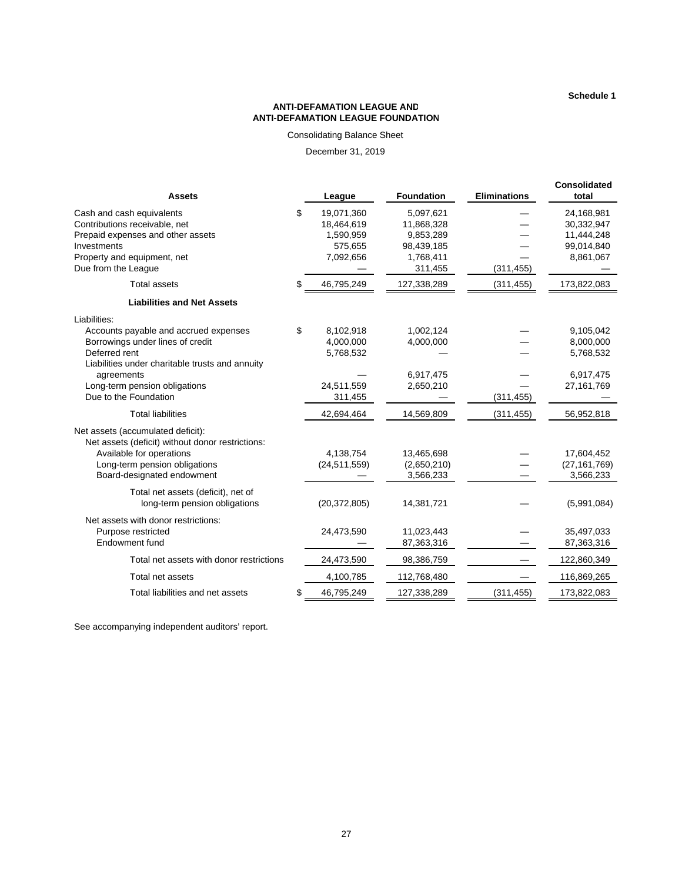Schedule 1

**ANTI-DEFAMATION LEAGUE AND**
**ANTI-DEFAMATION LEAGUE FOUNDATION**

Consolidating Balance Sheet

December 31, 2019

| Assets | League | Foundation | Eliminations | Consolidated total |
|---|---|---|---|---|
| Cash and cash equivalents | $ 19,071,360 | 5,097,621 | — | 24,168,981 |
| Contributions receivable, net | 18,464,619 | 11,868,328 | — | 30,332,947 |
| Prepaid expenses and other assets | 1,590,959 | 9,853,289 | — | 11,444,248 |
| Investments | 575,655 | 98,439,185 | — | 99,014,840 |
| Property and equipment, net | 7,092,656 | 1,768,411 | — | 8,861,067 |
| Due from the League | — | 311,455 | (311,455) | — |
| Total assets | $ 46,795,249 | 127,338,289 | (311,455) | 173,822,083 |
| **Liabilities and Net Assets** | | | | |
| Liabilities: | | | | |
| Accounts payable and accrued expenses | $ 8,102,918 | 1,002,124 | — | 9,105,042 |
| Borrowings under lines of credit | 4,000,000 | 4,000,000 | — | 8,000,000 |
| Deferred rent | 5,768,532 | — | — | 5,768,532 |
| Liabilities under charitable trusts and annuity agreements | — | 6,917,475 | — | 6,917,475 |
| Long-term pension obligations | 24,511,559 | 2,650,210 | — | 27,161,769 |
| Due to the Foundation | 311,455 | — | (311,455) | — |
| Total liabilities | 42,694,464 | 14,569,809 | (311,455) | 56,952,818 |
| Net assets (accumulated deficit): | | | | |
| Net assets (deficit) without donor restrictions: | | | | |
| Available for operations | 4,138,754 | 13,465,698 | — | 17,604,452 |
| Long-term pension obligations | (24,511,559) | (2,650,210) | — | (27,161,769) |
| Board-designated endowment | — | 3,566,233 | — | 3,566,233 |
| Total net assets (deficit), net of long-term pension obligations | (20,372,805) | 14,381,721 | — | (5,991,084) |
| Net assets with donor restrictions: | | | | |
| Purpose restricted | 24,473,590 | 11,023,443 | — | 35,497,033 |
| Endowment fund | — | 87,363,316 | — | 87,363,316 |
| Total net assets with donor restrictions | 24,473,590 | 98,386,759 | — | 122,860,349 |
| Total net assets | 4,100,785 | 112,768,480 | — | 116,869,265 |
| Total liabilities and net assets | $ 46,795,249 | 127,338,289 | (311,455) | 173,822,083 |

See accompanying independent auditors' report.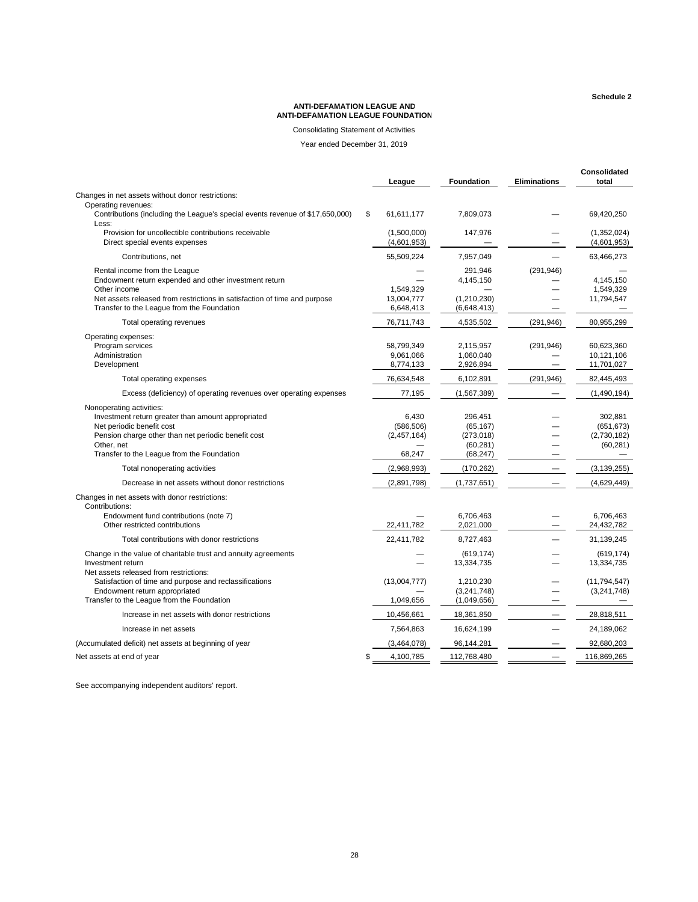Schedule 2

**ANTI-DEFAMATION LEAGUE AND**
**ANTI-DEFAMATION LEAGUE FOUNDATION**

Consolidating Statement of Activities

Year ended December 31, 2019

| | League | Foundation | Eliminations | Consolidated total |
|---|---|---|---|---|
| Changes in net assets without donor restrictions: | | | | |
| Operating revenues: | | | | |
| Contributions (including the League's special events revenue of $17,650,000) | $ 61,611,177 | 7,809,073 | — | 69,420,250 |
| Less: | | | | |
| Provision for uncollectible contributions receivable | (1,500,000) | 147,976 | — | (1,352,024) |
| Direct special events expenses | (4,601,953) | — | — | (4,601,953) |
| Contributions, net | 55,509,224 | 7,957,049 | — | 63,466,273 |
| Rental income from the League | — | 291,946 | (291,946) | — |
| Endowment return expended and other investment return | — | 4,145,150 | — | 4,145,150 |
| Other income | 1,549,329 | — | — | 1,549,329 |
| Net assets released from restrictions in satisfaction of time and purpose | 13,004,777 | (1,210,230) | — | 11,794,547 |
| Transfer to the League from the Foundation | 6,648,413 | (6,648,413) | — | — |
| Total operating revenues | 76,711,743 | 4,535,502 | (291,946) | 80,955,299 |
| Operating expenses: | | | | |
| Program services | 58,799,349 | 2,115,957 | (291,946) | 60,623,360 |
| Administration | 9,061,066 | 1,060,040 | — | 10,121,106 |
| Development | 8,774,133 | 2,926,894 | — | 11,701,027 |
| Total operating expenses | 76,634,548 | 6,102,891 | (291,946) | 82,445,493 |
| Excess (deficiency) of operating revenues over operating expenses | 77,195 | (1,567,389) | — | (1,490,194) |
| Nonoperating activities: | | | | |
| Investment return greater than amount appropriated | 6,430 | 296,451 | — | 302,881 |
| Net periodic benefit cost | (586,506) | (65,167) | — | (651,673) |
| Pension charge other than net periodic benefit cost | (2,457,164) | (273,018) | — | (2,730,182) |
| Other, net | — | (60,281) | — | (60,281) |
| Transfer to the League from the Foundation | 68,247 | (68,247) | — | — |
| Total nonoperating activities | (2,968,993) | (170,262) | — | (3,139,255) |
| Decrease in net assets without donor restrictions | (2,891,798) | (1,737,651) | — | (4,629,449) |
| Changes in net assets with donor restrictions: | | | | |
| Contributions: | | | | |
| Endowment fund contributions (note 7) | — | 6,706,463 | — | 6,706,463 |
| Other restricted contributions | 22,411,782 | 2,021,000 | — | 24,432,782 |
| Total contributions with donor restrictions | 22,411,782 | 8,727,463 | — | 31,139,245 |
| Change in the value of charitable trust and annuity agreements | — | (619,174) | — | (619,174) |
| Investment return | — | 13,334,735 | — | 13,334,735 |
| Net assets released from restrictions: | | | | |
| Satisfaction of time and purpose and reclassifications | (13,004,777) | 1,210,230 | — | (11,794,547) |
| Endowment return appropriated | — | (3,241,748) | — | (3,241,748) |
| Transfer to the League from the Foundation | 1,049,656 | (1,049,656) | — | — |
| Increase in net assets with donor restrictions | 10,456,661 | 18,361,850 | — | 28,818,511 |
| Increase in net assets | 7,564,863 | 16,624,199 | — | 24,189,062 |
| (Accumulated deficit) net assets at beginning of year | (3,464,078) | 96,144,281 | — | 92,680,203 |
| Net assets at end of year | $ 4,100,785 | 112,768,480 | — | 116,869,265 |

See accompanying independent auditors' report.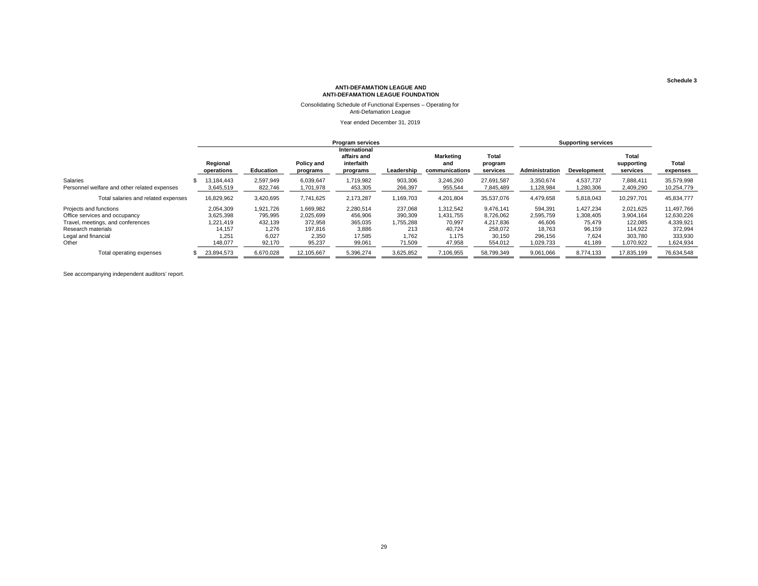**Schedule 3**

# ANTI-DEFAMATION LEAGUE AND ANTI-DEFAMATION LEAGUE FOUNDATION

Consolidating Schedule of Functional Expenses – Operating for Anti-Defamation League

Year ended December 31, 2019

| | Program services | | | | | | | Supporting services | | | |
|---|---|---|---|---|---|---|---|---|---|---|---|
| | Regional operations | Education | Policy and programs | International affairs and interfaith programs | Leadership | Marketing and communications | Total program services | Administration | Development | Total supporting services | Total expenses |
| Salaries | $ 13,184,443 | 2,597,949 | 6,039,647 | 1,719,982 | 903,306 | 3,246,260 | 27,691,587 | 3,350,674 | 4,537,737 | 7,888,411 | 35,579,998 |
| Personnel welfare and other related expenses | 3,645,519 | 822,746 | 1,701,978 | 453,305 | 266,397 | 955,544 | 7,845,489 | 1,128,984 | 1,280,306 | 2,409,290 | 10,254,779 |
| Total salaries and related expenses | 16,829,962 | 3,420,695 | 7,741,625 | 2,173,287 | 1,169,703 | 4,201,804 | 35,537,076 | 4,479,658 | 5,818,043 | 10,297,701 | 45,834,777 |
| Projects and functions | 2,054,309 | 1,921,726 | 1,669,982 | 2,280,514 | 237,068 | 1,312,542 | 9,476,141 | 594,391 | 1,427,234 | 2,021,625 | 11,497,766 |
| Office services and occupancy | 3,625,398 | 795,995 | 2,025,699 | 456,906 | 390,309 | 1,431,755 | 8,726,062 | 2,595,759 | 1,308,405 | 3,904,164 | 12,630,226 |
| Travel, meetings, and conferences | 1,221,419 | 432,139 | 372,958 | 365,035 | 1,755,288 | 70,997 | 4,217,836 | 46,606 | 75,479 | 122,085 | 4,339,921 |
| Research materials | 14,157 | 1,276 | 197,816 | 3,886 | 213 | 40,724 | 258,072 | 18,763 | 96,159 | 114,922 | 372,994 |
| Legal and financial | 1,251 | 6,027 | 2,350 | 17,585 | 1,762 | 1,175 | 30,150 | 296,156 | 7,624 | 303,780 | 333,930 |
| Other | 148,077 | 92,170 | 95,237 | 99,061 | 71,509 | 47,958 | 554,012 | 1,029,733 | 41,189 | 1,070,922 | 1,624,934 |
| Total operating expenses | $ 23,894,573 | 6,670,028 | 12,105,667 | 5,396,274 | 3,625,852 | 7,106,955 | 58,799,349 | 9,061,066 | 8,774,133 | 17,835,199 | 76,634,548 |

See accompanying independent auditors' report.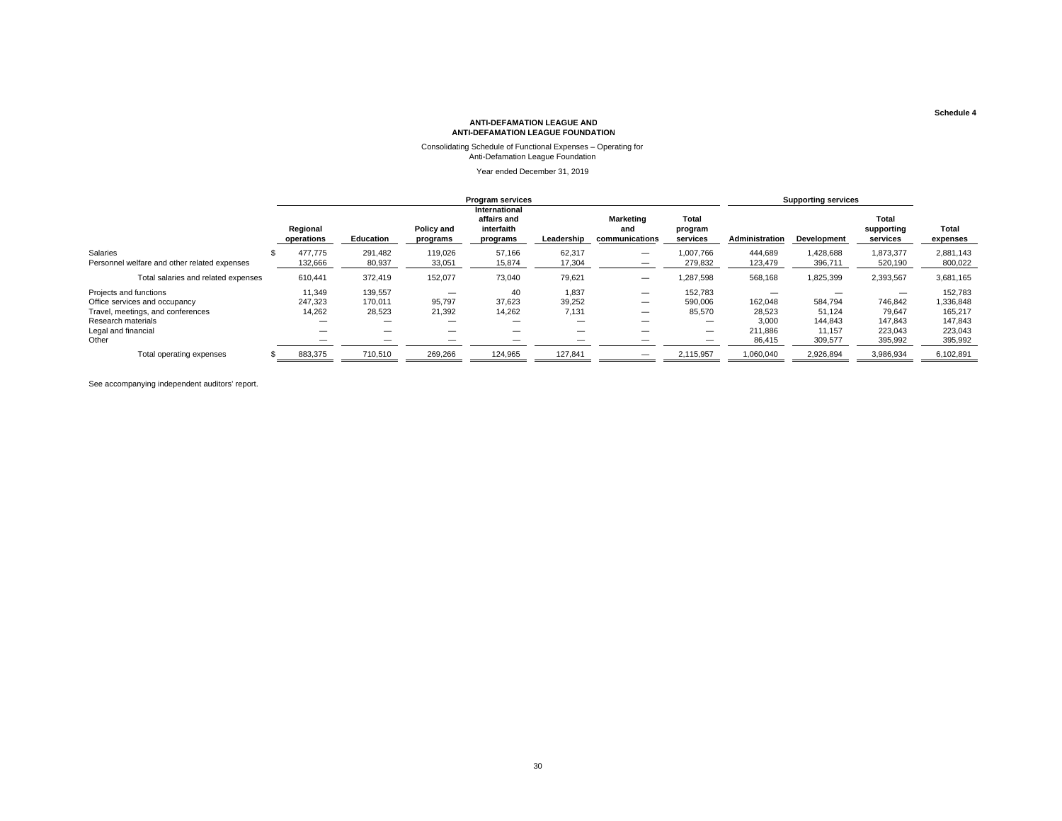Schedule 4

**ANTI-DEFAMATION LEAGUE AND**
**ANTI-DEFAMATION LEAGUE FOUNDATION**

Consolidating Schedule of Functional Expenses – Operating for
Anti-Defamation League Foundation

Year ended December 31, 2019

| | Program services | | | | | | | Supporting services | | | |
|---|---|---|---|---|---|---|---|---|---|---|---|
| | Regional operations | Education | Policy and programs | International affairs and interfaith programs | Leadership | Marketing and communications | Total program services | Administration | Development | Total supporting services | Total expenses |
| Salaries | $ 477,775 | 291,482 | 119,026 | 57,166 | 62,317 | — | 1,007,766 | 444,689 | 1,428,688 | 1,873,377 | 2,881,143 |
| Personnel welfare and other related expenses | 132,666 | 80,937 | 33,051 | 15,874 | 17,304 | — | 279,832 | 123,479 | 396,711 | 520,190 | 800,022 |
| Total salaries and related expenses | 610,441 | 372,419 | 152,077 | 73,040 | 79,621 | — | 1,287,598 | 568,168 | 1,825,399 | 2,393,567 | 3,681,165 |
| Projects and functions | 11,349 | 139,557 | — | 40 | 1,837 | — | 152,783 | — | — | — | 152,783 |
| Office services and occupancy | 247,323 | 170,011 | 95,797 | 37,623 | 39,252 | — | 590,006 | 162,048 | 584,794 | 746,842 | 1,336,848 |
| Travel, meetings, and conferences | 14,262 | 28,523 | 21,392 | 14,262 | 7,131 | — | 85,570 | 28,523 | 51,124 | 79,647 | 165,217 |
| Research materials | — | — | — | — | — | — | — | 3,000 | 144,843 | 147,843 | 147,843 |
| Legal and financial | — | — | — | — | — | — | — | 211,886 | 11,157 | 223,043 | 223,043 |
| Other | — | — | — | — | — | — | — | 86,415 | 309,577 | 395,992 | 395,992 |
| Total operating expenses | $ 883,375 | 710,510 | 269,266 | 124,965 | 127,841 | — | 2,115,957 | 1,060,040 | 2,926,894 | 3,986,934 | 6,102,891 |

See accompanying independent auditors' report.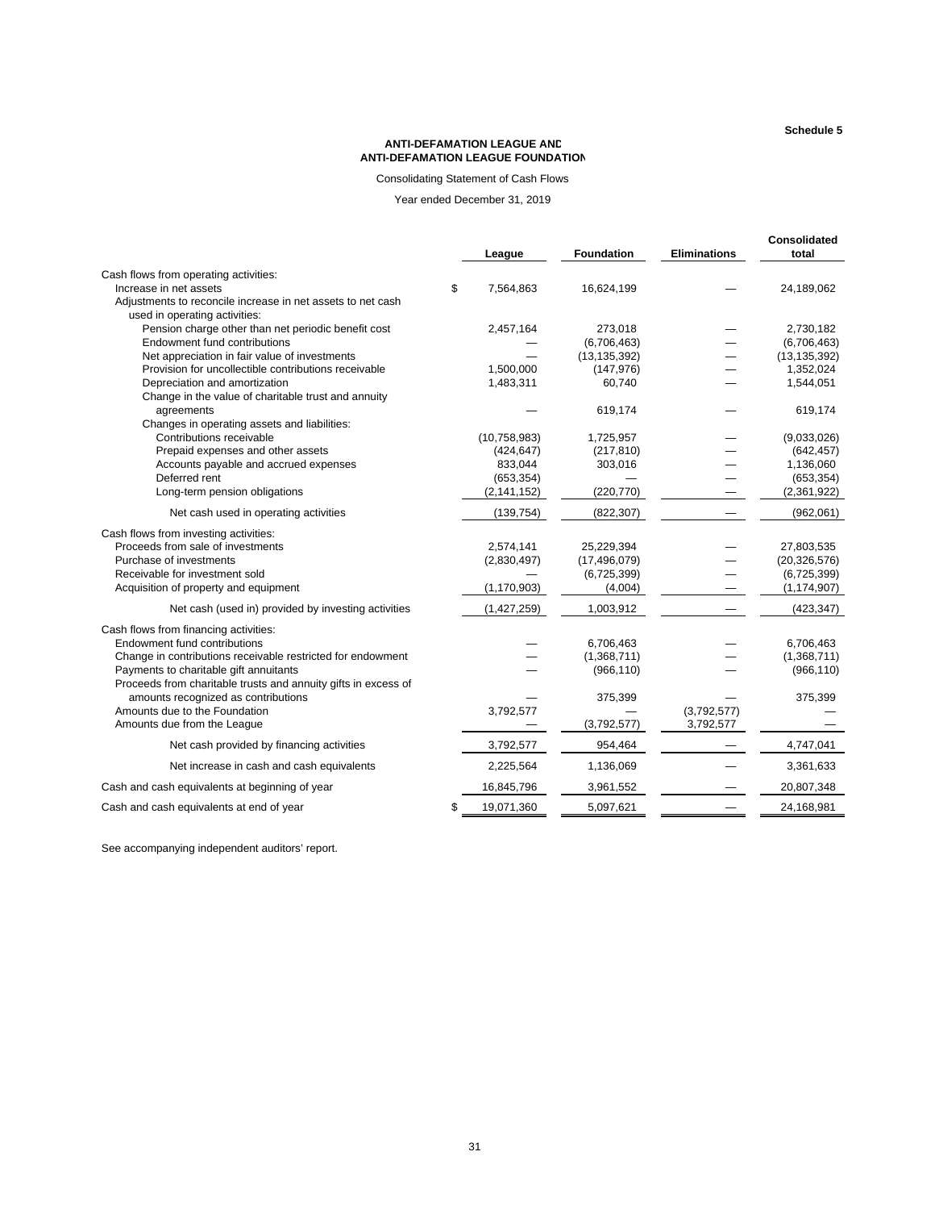Schedule 5

**ANTI-DEFAMATION LEAGUE AND ANTI-DEFAMATION LEAGUE FOUNDATION**

Consolidating Statement of Cash Flows

Year ended December 31, 2019

| | League | Foundation | Eliminations | Consolidated total |
|---|---|---|---|---|
| Cash flows from operating activities: | | | | |
| Increase in net assets | $ 7,564,863 | 16,624,199 | — | 24,189,062 |
| Adjustments to reconcile increase in net assets to net cash used in operating activities: | | | | |
| Pension charge other than net periodic benefit cost | 2,457,164 | 273,018 | — | 2,730,182 |
| Endowment fund contributions | — | (6,706,463) | — | (6,706,463) |
| Net appreciation in fair value of investments | — | (13,135,392) | — | (13,135,392) |
| Provision for uncollectible contributions receivable | 1,500,000 | (147,976) | — | 1,352,024 |
| Depreciation and amortization | 1,483,311 | 60,740 | — | 1,544,051 |
| Change in the value of charitable trust and annuity agreements | — | 619,174 | — | 619,174 |
| Changes in operating assets and liabilities: | | | | |
| Contributions receivable | (10,758,983) | 1,725,957 | — | (9,033,026) |
| Prepaid expenses and other assets | (424,647) | (217,810) | — | (642,457) |
| Accounts payable and accrued expenses | 833,044 | 303,016 | — | 1,136,060 |
| Deferred rent | (653,354) | — | — | (653,354) |
| Long-term pension obligations | (2,141,152) | (220,770) | — | (2,361,922) |
| Net cash used in operating activities | (139,754) | (822,307) | — | (962,061) |
| Cash flows from investing activities: | | | | |
| Proceeds from sale of investments | 2,574,141 | 25,229,394 | — | 27,803,535 |
| Purchase of investments | (2,830,497) | (17,496,079) | — | (20,326,576) |
| Receivable for investment sold | — | (6,725,399) | — | (6,725,399) |
| Acquisition of property and equipment | (1,170,903) | (4,004) | — | (1,174,907) |
| Net cash (used in) provided by investing activities | (1,427,259) | 1,003,912 | — | (423,347) |
| Cash flows from financing activities: | | | | |
| Endowment fund contributions | — | 6,706,463 | — | 6,706,463 |
| Change in contributions receivable restricted for endowment | — | (1,368,711) | — | (1,368,711) |
| Payments to charitable gift annuitants | — | (966,110) | — | (966,110) |
| Proceeds from charitable trusts and annuity gifts in excess of amounts recognized as contributions | — | 375,399 | — | 375,399 |
| Amounts due to the Foundation | 3,792,577 | — | (3,792,577) | — |
| Amounts due from the League | — | (3,792,577) | 3,792,577 | — |
| Net cash provided by financing activities | 3,792,577 | 954,464 | — | 4,747,041 |
| Net increase in cash and cash equivalents | 2,225,564 | 1,136,069 | — | 3,361,633 |
| Cash and cash equivalents at beginning of year | 16,845,796 | 3,961,552 | — | 20,807,348 |
| Cash and cash equivalents at end of year | $ 19,071,360 | 5,097,621 | — | 24,168,981 |

See accompanying independent auditors' report.